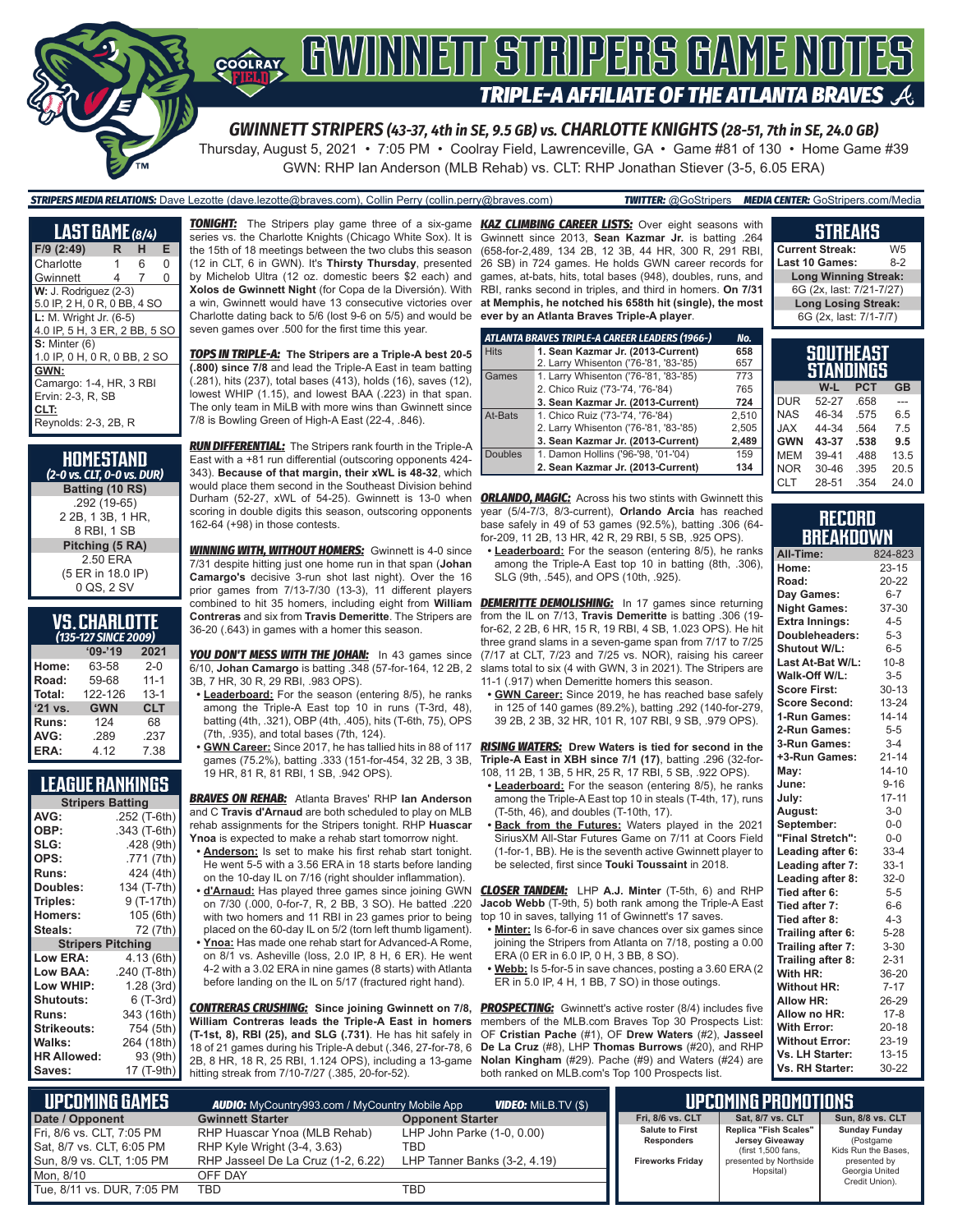# GWINNETT STRIPERS GAME NOTES

## TRIPLE-A AFFILIATE OF THE ATLANTA BRAVES

### GWINNETT STRIPERS (43-37, 4th in SE, 9.5 GB) vs. CHARLOTTE KNIGHTS (28-51, 7th in SE, 24.0 GB)

Thursday, August 5, 2021 • 7:05 PM • Coolray Field, Lawrenceville, GA • Game #81 of 130 • Home Game #39

GWN: RHP Ian Anderson (MLB Rehab) vs. CLT: RHP Jonathan Stiever (3-5, 6.05 ERA)

**STRIPERS MEDIA RELATIONS:** Dave Lezotte (dave.lezotte@braves.com), Collin Perry (collin.perry@braves.com) **TWITTER:** @GoStripers **MEDIA CENTER:** GoStripers.com/Media

## LAST GAME (8/4)

| F/9 (2:49) | R | H | E |
|---|---|---|---|
| Charlotte | 1 | 6 | 0 |
| Gwinnett | 4 | 7 | 0 |

**W:** J. Rodriguez (2-3)
5.0 IP, 2 H, 0 R, 0 BB, 4 SO

**L:** M. Wright Jr. (6-5)
4.0 IP, 5 H, 3 ER, 2 BB, 5 SO

**S:** Minter (6)
1.0 IP, 0 H, 0 R, 0 BB, 2 SO

**GWN:**
Camargo: 1-4, HR, 3 RBI
Ervin: 2-3, R, SB

**CLT:**
Reynolds: 2-3, 2B, R

## HOMESTAND
*(2-0 vs. CLT, 0-0 vs. DUR)*

**Batting (10 RS)**
.292 (19-65)
2 2B, 1 3B, 1 HR,
8 RBI, 1 SB

**Pitching (5 RA)**
2.50 ERA
(5 ER in 18.0 IP)
0 QS, 2 SV

## VS. CHARLOTTE
*(135-127 SINCE 2009)*

| | '09-'19 | 2021 |
|---|---|---|
| Home: | 63-58 | 2-0 |
| Road: | 59-68 | 11-1 |
| Total: | 122-126 | 13-1 |
| '21 vs. | GWN | CLT |
| Runs: | 124 | 68 |
| AVG: | .289 | .237 |
| ERA: | 4.12 | 7.38 |

## LEAGUE RANKINGS

| Stripers Batting | |
|---|---|
| AVG: | .252 (T-6th) |
| OBP: | .343 (T-6th) |
| SLG: | .428 (9th) |
| OPS: | .771 (7th) |
| Runs: | 424 (4th) |
| Doubles: | 134 (T-7th) |
| Triples: | 9 (T-17th) |
| Homers: | 105 (6th) |
| Steals: | 72 (7th) |
| **Stripers Pitching** | |
| Low ERA: | 4.13 (6th) |
| Low BAA: | .240 (T-8th) |
| Low WHIP: | 1.28 (3rd) |
| Shutouts: | 6 (T-3rd) |
| Runs: | 343 (16th) |
| Strikeouts: | 754 (5th) |
| Walks: | 264 (18th) |
| HR Allowed: | 93 (9th) |
| Saves: | 17 (T-9th) |

**TONIGHT:** The Stripers play game three of a six-game series vs. the Charlotte Knights (Chicago White Sox). It is the 15th of 18 meetings between the two clubs this season (12 in CLT, 6 in GWN). It's **Thirsty Thursday**, presented by Michelob Ultra (12 oz. domestic beers $2 each) and **Xolos de Gwinnett Night** (for Copa de la Diversión). With a win, Gwinnett would have 13 consecutive victories over Charlotte dating back to 5/6 (lost 9-6 on 5/5) and would be seven games over .500 for the first time this year.

**TOPS IN TRIPLE-A:** **The Stripers are a Triple-A best 20-5 (.800) since 7/8** and lead the Triple-A East in team batting (.281), hits (237), total bases (413), holds (16), saves (12), lowest WHIP (1.15), and lowest BAA (.223) in that span. The only team in MiLB with more wins than Gwinnett since 7/8 is Bowling Green of High-A East (22-4, .846).

**RUN DIFFERENTIAL:** The Stripers rank fourth in the Triple-A East with a +81 run differential (outscoring opponents 424-343). **Because of that margin, their xWL is 48-32**, which would place them second in the Southeast Division behind Durham (52-27, xWL of 54-25). Gwinnett is 13-0 when scoring in double digits this season, outscoring opponents 162-64 (+98) in those contests.

**WINNING WITH, WITHOUT HOMERS:** Gwinnett is 4-0 since 7/31 despite hitting just one home run in that span (**Johan Camargo's** decisive 3-run shot last night). Over the 16 prior games from 7/13-7/30 (13-3), 11 different players combined to hit 35 homers, including eight from **William Contreras** and six from **Travis Demeritte**. The Stripers are 36-20 (.643) in games with a homer this season.

**YOU DON'T MESS WITH THE JOHAN:** In 43 games since 6/10, **Johan Camargo** is batting .348 (57-for-164, 12 2B, 2 3B, 7 HR, 30 R, 29 RBI, .983 OPS).

- **Leaderboard:** For the season (entering 8/5), he ranks among the Triple-A East top 10 in runs (T-3rd, 48), batting (4th, .321), OBP (4th, .405), hits (T-6th, 75), OPS (7th, .935), and total bases (7th, 124).
- **GWN Career:** Since 2017, he has tallied hits in 88 of 117 games (75.2%), batting .333 (151-for-454, 32 2B, 3 3B, 19 HR, 81 R, 81 RBI, 1 SB, .942 OPS).

**BRAVES ON REHAB:** Atlanta Braves' RHP **Ian Anderson** and C **Travis d'Arnaud** are both scheduled to play on MLB rehab assignments for the Stripers tonight. RHP **Huascar Ynoa** is expected to make a rehab start tomorrow night.

- **Anderson:** Is set to make his first rehab start tonight. He went 5-5 with a 3.56 ERA in 18 starts before landing on the 10-day IL on 7/16 (right shoulder inflammation).
- **d'Arnaud:** Has played three games since joining GWN on 7/30 (.000, 0-for-7, R, 2 BB, 3 SO). He batted .220 with two homers and 11 RBI in 23 games prior to being placed on the 60-day IL on 5/2 (torn left thumb ligament).
- **Ynoa:** Has made one rehab start for Advanced-A Rome, on 8/1 vs. Asheville (loss, 2.0 IP, 8 H, 6 ER). He went 4-2 with a 3.02 ERA in nine games (8 starts) with Atlanta before landing on the IL on 5/17 (fractured right hand).

**CONTRERAS CRUSHING:** **Since joining Gwinnett on 7/8, William Contreras leads the Triple-A East in homers (T-1st, 8), RBI (25), and SLG (.731)**. He has hit safely in 18 of 21 games during his Triple-A debut (.346, 27-for-78, 6 2B, 8 HR, 18 R, 25 RBI, 1.124 OPS), including a 13-game hitting streak from 7/10-7/27 (.385, 20-for-52).

**KAZ CLIMBING CAREER LISTS:** Over eight seasons with Gwinnett since 2013, **Sean Kazmar Jr.** is batting .264 (658-for-2,489, 134 2B, 12 3B, 44 HR, 300 R, 291 RBI, 26 SB) in 724 games. He holds GWN career records for games, at-bats, hits, total bases (948), doubles, runs, and RBI, ranks second in triples, and third in homers. **On 7/31 at Memphis, he notched his 658th hit (single), the most ever by an Atlanta Braves Triple-A player**.

| ATLANTA BRAVES TRIPLE-A CAREER LEADERS (1966-) | | No. |
|---|---|---|
| Hits | **1. Sean Kazmar Jr. (2013-Current)** | **658** |
| | 2. Larry Whisenton ('76-'81, '83-'85) | 657 |
| Games | 1. Larry Whisenton ('76-'81, '83-'85) | 773 |
| | 2. Chico Ruiz ('73-'74, '76-'84) | 765 |
| | **3. Sean Kazmar Jr. (2013-Current)** | **724** |
| At-Bats | 1. Chico Ruiz ('73-'74, '76-'84) | 2,510 |
| | 2. Larry Whisenton ('76-'81, '83-'85) | 2,505 |
| | **3. Sean Kazmar Jr. (2013-Current)** | **2,489** |
| Doubles | 1. Damon Hollins ('96-'98, '01-'04) | 159 |
| | **2. Sean Kazmar Jr. (2013-Current)** | **134** |

**ORLANDO, MAGIC:** Across his two stints with Gwinnett this year (5/4-7/3, 8/3-current), **Orlando Arcia** has reached base safely in 49 of 53 games (92.5%), batting .306 (64-for-209, 11 2B, 13 HR, 42 R, 29 RBI, 5 SB, .925 OPS).

- **Leaderboard:** For the season (entering 8/5), he ranks among the Triple-A East top 10 in batting (8th, .306), SLG (9th, .545), and OPS (10th, .925).

**DEMERITTE DEMOLISHING:** In 17 games since returning from the IL on 7/13, **Travis Demeritte** is batting .306 (19-for-62, 2 2B, 6 HR, 15 R, 19 RBI, 4 SB, 1.023 OPS). He hit three grand slams in a seven-game span from 7/17 to 7/25 (7/17 at CLT, 7/23 and 7/25 vs. NOR), raising his career slams total to six (4 with GWN, 3 in 2021). The Stripers are 11-1 (.917) when Demeritte homers this season.

- **GWN Career:** Since 2019, he has reached base safely in 125 of 140 games (89.2%), batting .292 (140-for-279, 39 2B, 2 3B, 32 HR, 101 R, 107 RBI, 9 SB, .979 OPS).

**RISING WATERS:** **Drew Waters is tied for second in the Triple-A East in XBH since 7/1 (17)**, batting .296 (32-for-108, 11 2B, 1 3B, 5 HR, 25 R, 17 RBI, 5 SB, .922 OPS).

- **Leaderboard:** For the season (entering 8/5), he ranks among the Triple-A East top 10 in steals (T-4th, 17), runs (T-5th, 46), and doubles (T-10th, 17).
- **Back from the Futures:** Waters played in the 2021 SiriusXM All-Star Futures Game on 7/11 at Coors Field (1-for-1, BB). He is the seventh active Gwinnett player to be selected, first since **Touki Toussaint** in 2018.

**CLOSER TANDEM:** LHP **A.J. Minter** (T-5th, 6) and RHP **Jacob Webb** (T-9th, 5) both rank among the Triple-A East top 10 in saves, tallying 11 of Gwinnett's 17 saves.

- **Minter:** Is 6-for-6 in save chances over six games since joining the Stripers from Atlanta on 7/18, posting a 0.00 ERA (0 ER in 6.0 IP, 0 H, 3 BB, 8 SO).
- **Webb:** Is 5-for-5 in save chances, posting a 3.60 ERA (2 ER in 5.0 IP, 4 H, 1 BB, 7 SO) in those outings.

**PROSPECTING:** Gwinnett's active roster (8/4) includes five members of the MLB.com Braves Top 30 Prospects List: OF **Cristian Pache** (#1), OF **Drew Waters** (#2), **Jasseel De La Cruz** (#8), LHP **Thomas Burrows** (#20), and RHP **Nolan Kingham** (#29). Pache (#9) and Waters (#24) are both ranked on MLB.com's Top 100 Prospects List.

## STREAKS

| | |
|---|---|
| Current Streak: | W5 |
| Last 10 Games: | 8-2 |
| **Long Winning Streak:** | |
| 6G (2x, last: 7/21-7/27) | |
| **Long Losing Streak:** | |
| 6G (2x, last: 7/1-7/7) | |

## SOUTHEAST STANDINGS

| | W-L | PCT | GB |
|---|---|---|---|
| DUR | 52-27 | .658 | --- |
| NAS | 46-34 | .575 | 6.5 |
| JAX | 44-34 | .564 | 7.5 |
| **GWN** | **43-37** | **.538** | **9.5** |
| MEM | 39-41 | .488 | 13.5 |
| NOR | 30-46 | .395 | 20.5 |
| CLT | 28-51 | .354 | 24.0 |

## RECORD BREAKDOWN

| | |
|---|---|
| All-Time: | 824-823 |
| Home: | 23-15 |
| Road: | 20-22 |
| Day Games: | 6-7 |
| Night Games: | 37-30 |
| Extra Innings: | 4-5 |
| Doubleheaders: | 5-3 |
| Shutout W/L: | 6-5 |
| Last At-Bat W/L: | 10-8 |
| Walk-Off W/L: | 3-5 |
| Score First: | 30-13 |
| Score Second: | 13-24 |
| 1-Run Games: | 14-14 |
| 2-Run Games: | 5-5 |
| 3-Run Games: | 3-4 |
| +3-Run Games: | 21-14 |
| May: | 14-10 |
| June: | 9-16 |
| July: | 17-11 |
| August: | 3-0 |
| September: | 0-0 |
| "Final Stretch": | 0-0 |
| Leading after 6: | 33-4 |
| Leading after 7: | 33-1 |
| Leading after 8: | 32-0 |
| Tied after 6: | 5-5 |
| Tied after 7: | 6-6 |
| Tied after 8: | 4-3 |
| Trailing after 6: | 5-28 |
| Trailing after 7: | 3-30 |
| Trailing after 8: | 2-31 |
| With HR: | 36-20 |
| Without HR: | 7-17 |
| Allow HR: | 26-29 |
| Allow no HR: | 17-8 |
| With Error: | 20-18 |
| Without Error: | 23-19 |
| Vs. LH Starter: | 13-15 |
| Vs. RH Starter: | 30-22 |

## UPCOMING GAMES

**AUDIO:** MyCountry993.com / MyCountry Mobile App **VIDEO:** MiLB.TV ($)

| Date / Opponent | Gwinnett Starter | Opponent Starter |
|---|---|---|
| Fri, 8/6 vs. CLT, 7:05 PM | RHP Huascar Ynoa (MLB Rehab) | LHP John Parke (1-0, 0.00) |
| Sat, 8/7 vs. CLT, 6:05 PM | RHP Kyle Wright (3-4, 3.63) | TBD |
| Sun, 8/9 vs. CLT, 1:05 PM | RHP Jasseel De La Cruz (1-2, 6.22) | LHP Tanner Banks (3-2, 4.19) |
| Mon, 8/10 | OFF DAY | |
| Tue, 8/11 vs. DUR, 7:05 PM | TBD | TBD |

## UPCOMING PROMOTIONS

| Fri, 8/6 vs. CLT | Sat, 8/7 vs. CLT | Sun, 8/8 vs. CLT |
|---|---|---|
| **Salute to First Responders** **Fireworks Friday** | **Replica "Fish Scales" Jersey Giveaway** (first 1,500 fans, presented by Northside Hopsital) | **Sunday Funday** (Postgame Kids Run the Bases, presented by Georgia United Credit Union). |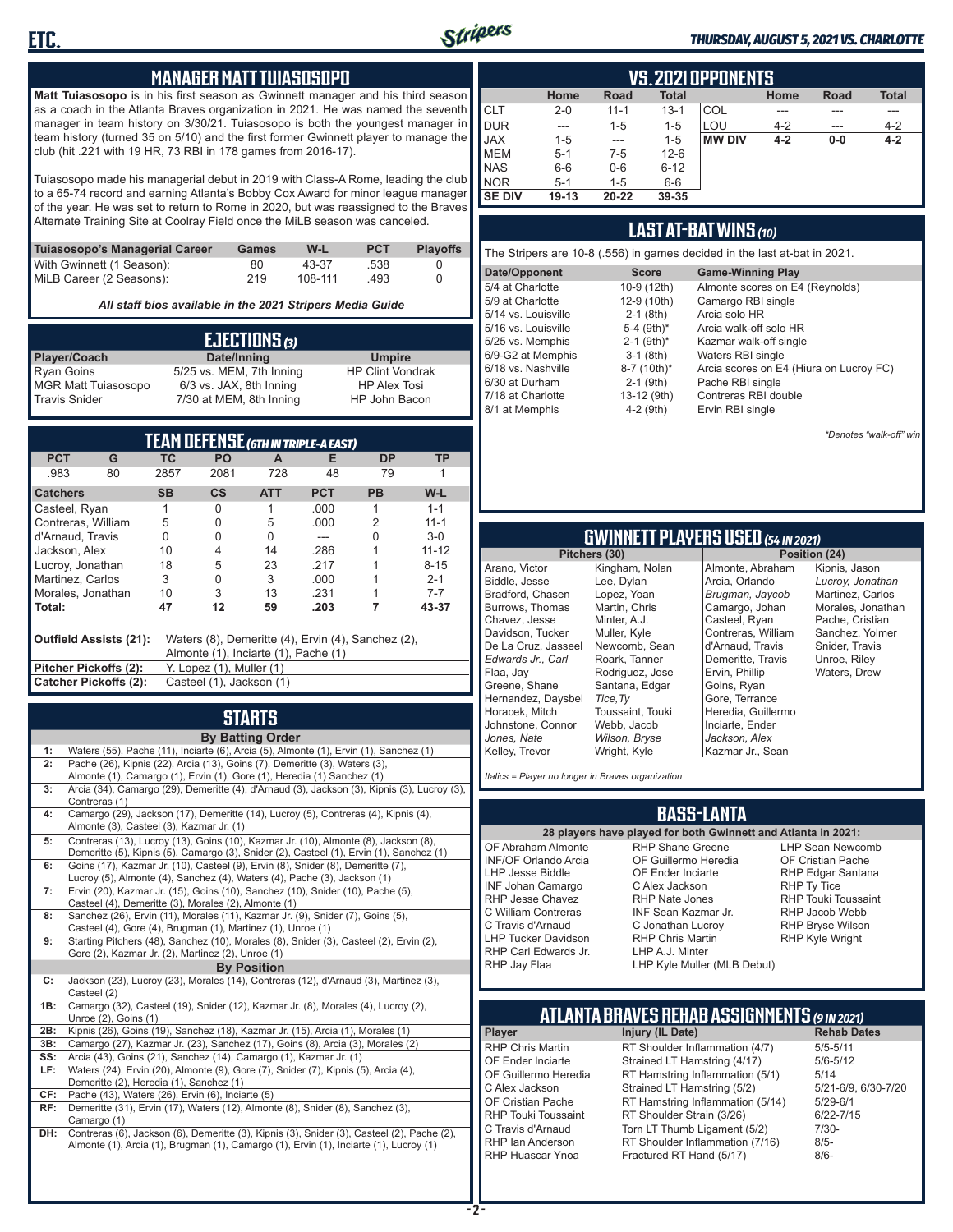## MANAGER MATT TUIASOSOPO

**Matt Tuiasosopo** is in his first season as Gwinnett manager and his third season as a coach in the Atlanta Braves organization in 2021. He was named the seventh manager in team history on 3/30/21. Tuiasosopo is both the youngest manager in team history (turned 35 on 5/10) and the first former Gwinnett player to manage the club (hit .221 with 19 HR, 73 RBI in 178 games from 2016-17).

Tuiasosopo made his managerial debut in 2019 with Class-A Rome, leading the club to a 65-74 record and earning Atlanta's Bobby Cox Award for minor league manager of the year. He was set to return to Rome in 2020, but was reassigned to the Braves Alternate Training Site at Coolray Field once the MiLB season was canceled.

| Tuiasosopo's Managerial Career | Games | W-L | PCT | Playoffs |
|---|---|---|---|---|
| With Gwinnett (1 Season): | 80 | 43-37 | .538 | 0 |
| MiLB Career (2 Seasons): | 219 | 108-111 | .493 | 0 |

*All staff bios available in the 2021 Stripers Media Guide*

## EJECTIONS (3)

| Player/Coach | Date/Inning | Umpire |
|---|---|---|
| Ryan Goins | 5/25 vs. MEM, 7th Inning | HP Clint Vondrak |
| MGR Matt Tuiasosopo | 6/3 vs. JAX, 8th Inning | HP Alex Tosi |
| Travis Snider | 7/30 at MEM, 8th Inning | HP John Bacon |

## TEAM DEFENSE (6TH IN TRIPLE-A EAST)

| PCT | G | TC | PO | A | E | DP | TP |
|---|---|---|---|---|---|---|---|
| .983 | 80 | 2857 | 2081 | 728 | 48 | 79 | 1 |

| Catchers | SB | CS | ATT | PCT | PB | W-L |
|---|---|---|---|---|---|---|
| Casteel, Ryan | 1 | 0 | 1 | .000 | 1 | 1-1 |
| Contreras, William | 5 | 0 | 5 | .000 | 2 | 11-1 |
| d'Arnaud, Travis | 0 | 0 | 0 | --- | 0 | 3-0 |
| Jackson, Alex | 10 | 4 | 14 | .286 | 1 | 11-12 |
| Lucroy, Jonathan | 18 | 5 | 23 | .217 | 1 | 8-15 |
| Martinez, Carlos | 3 | 0 | 3 | .000 | 1 | 2-1 |
| Morales, Jonathan | 10 | 3 | 13 | .231 | 1 | 7-7 |
| **Total:** | **47** | **12** | **59** | **.203** | **7** | **43-37** |

**Outfield Assists (21):** Waters (8), Demeritte (4), Ervin (4), Sanchez (2), Almonte (1), Inciarte (1), Pache (1)
**Pitcher Pickoffs (2):** Y. Lopez (1), Muller (1)
**Catcher Pickoffs (2):** Casteel (1), Jackson (1)

## STARTS

**By Batting Order**

| | |
|---|---|
| 1: | Waters (55), Pache (11), Inciarte (6), Arcia (5), Almonte (1), Ervin (1), Sanchez (1) |
| 2: | Pache (26), Kipnis (22), Arcia (13), Goins (7), Demeritte (3), Waters (3), Almonte (1), Camargo (1), Ervin (1), Gore (1), Heredia (1) Sanchez (1) |
| 3: | Arcia (34), Camargo (29), Demeritte (4), d'Arnaud (3), Jackson (3), Kipnis (3), Lucroy (3), Contreras (1) |
| 4: | Camargo (29), Jackson (17), Demeritte (14), Lucroy (5), Contreras (4), Kipnis (4), Almonte (3), Casteel (3), Kazmar Jr. (1) |
| 5: | Contreras (13), Lucroy (13), Goins (10), Kazmar Jr. (10), Almonte (8), Jackson (8), Demeritte (5), Kipnis (5), Camargo (3), Snider (2), Casteel (1), Ervin (1), Sanchez (1) |
| 6: | Goins (17), Kazmar Jr. (10), Casteel (9), Ervin (8), Snider (8), Demeritte (7), Lucroy (5), Almonte (4), Sanchez (4), Waters (4), Pache (3), Jackson (1) |
| 7: | Ervin (20), Kazmar Jr. (15), Goins (10), Sanchez (10), Snider (10), Pache (5), Casteel (4), Demeritte (3), Morales (2), Almonte (1) |
| 8: | Sanchez (26), Ervin (11), Morales (11), Kazmar Jr. (9), Snider (7), Goins (5), Casteel (4), Gore (4), Brugman (1), Martinez (1), Unroe (1) |
| 9: | Starting Pitchers (48), Sanchez (10), Morales (8), Snider (3), Casteel (2), Ervin (2), Gore (2), Kazmar Jr. (2), Martinez (2), Unroe (1) |

**By Position**

| | |
|---|---|
| C: | Jackson (23), Lucroy (23), Morales (14), Contreras (12), d'Arnaud (3), Martinez (3), Casteel (2) |
| 1B: | Camargo (32), Casteel (19), Snider (12), Kazmar Jr. (8), Morales (4), Lucroy (2), Unroe (2), Goins (1) |
| 2B: | Kipnis (26), Goins (19), Sanchez (18), Kazmar Jr. (15), Arcia (1), Morales (1) |
| 3B: | Camargo (27), Kazmar Jr. (23), Sanchez (17), Goins (8), Arcia (3), Morales (2) |
| SS: | Arcia (43), Goins (21), Sanchez (14), Camargo (1), Kazmar Jr. (1) |
| LF: | Waters (24), Ervin (20), Almonte (9), Gore (7), Snider (7), Kipnis (5), Arcia (4), Demeritte (2), Heredia (1), Sanchez (1) |
| CF: | Pache (43), Waters (26), Ervin (6), Inciarte (5) |
| RF: | Demeritte (31), Ervin (17), Waters (12), Almonte (8), Snider (8), Sanchez (3), Camargo (1) |
| DH: | Contreras (6), Jackson (6), Demeritte (3), Kipnis (3), Snider (3), Casteel (2), Pache (2), Almonte (1), Arcia (1), Brugman (1), Camargo (1), Ervin (1), Inciarte (1), Lucroy (1) |

## VS. 2021 OPPONENTS

| | Home | Road | Total | | Home | Road | Total |
|---|---|---|---|---|---|---|---|
| CLT | 2-0 | 11-1 | 13-1 | COL | --- | --- | --- |
| DUR | --- | 1-5 | 1-5 | LOU | 4-2 | --- | 4-2 |
| JAX | 1-5 | --- | 1-5 | **MW DIV** | **4-2** | **0-0** | **4-2** |
| MEM | 5-1 | 7-5 | 12-6 | | | | |
| NAS | 6-6 | 0-6 | 6-12 | | | | |
| NOR | 5-1 | 1-5 | 6-6 | | | | |
| **SE DIV** | **19-13** | **20-22** | **39-35** | | | | |

## LAST AT-BAT WINS (10)

The Stripers are 10-8 (.556) in games decided in the last at-bat in 2021.

| Date/Opponent | Score | Game-Winning Play |
|---|---|---|
| 5/4 at Charlotte | 10-9 (12th) | Almonte scores on E4 (Reynolds) |
| 5/9 at Charlotte | 12-9 (10th) | Camargo RBI single |
| 5/14 vs. Louisville | 2-1 (8th) | Arcia solo HR |
| 5/16 vs. Louisville | 5-4 (9th)* | Arcia walk-off solo HR |
| 5/25 vs. Memphis | 2-1 (9th)* | Kazmar walk-off single |
| 6/9-G2 at Memphis | 3-1 (8th) | Waters RBI single |
| 6/18 vs. Nashville | 8-7 (10th)* | Arcia scores on E4 (Hiura on Lucroy FC) |
| 6/30 at Durham | 2-1 (9th) | Pache RBI single |
| 7/18 at Charlotte | 13-12 (9th) | Contreras RBI double |
| 8/1 at Memphis | 4-2 (9th) | Ervin RBI single |

*\*Denotes "walk-off" win*

## GWINNETT PLAYERS USED (54 IN 2021)

| Pitchers (30) | | Position (24) | |
|---|---|---|---|
| Arano, Victor | Kingham, Nolan | Almonte, Abraham | Kipnis, Jason |
| Biddle, Jesse | Lee, Dylan | Arcia, Orlando | *Lucroy, Jonathan* |
| Bradford, Chasen | Lopez, Yoan | *Brugman, Jaycob* | Martinez, Carlos |
| Burrows, Thomas | Martin, Chris | Camargo, Johan | Morales, Jonathan |
| Chavez, Jesse | Minter, A.J. | Casteel, Ryan | Pache, Cristian |
| Davidson, Tucker | Muller, Kyle | Contreras, William | Sanchez, Yolmer |
| De La Cruz, Jasseel | Newcomb, Sean | d'Arnaud, Travis | Snider, Travis |
| *Edwards Jr., Carl* | Roark, Tanner | Demeritte, Travis | Unroe, Riley |
| Flaa, Jay | Rodriguez, Jose | Ervin, Phillip | Waters, Drew |
| Greene, Shane | Santana, Edgar | Goins, Ryan | |
| Hernandez, Daysbel | *Tice, Ty* | Gore, Terrance | |
| Horacek, Mitch | Toussaint, Touki | Heredia, Guillermo | |
| Johnstone, Connor | Webb, Jacob | Inciarte, Ender | |
| *Jones, Nate* | *Wilson, Bryse* | *Jackson, Alex* | |
| Kelley, Trevor | Wright, Kyle | Kazmar Jr., Sean | |

*Italics = Player no longer in Braves organization*

## BASS-LANTA

**28 players have played for both Gwinnett and Atlanta in 2021:**

| | | |
|---|---|---|
| OF Abraham Almonte | RHP Shane Greene | LHP Sean Newcomb |
| INF/OF Orlando Arcia | OF Guillermo Heredia | OF Cristian Pache |
| LHP Jesse Biddle | OF Ender Inciarte | RHP Edgar Santana |
| INF Johan Camargo | C Alex Jackson | RHP Ty Tice |
| RHP Jesse Chavez | RHP Nate Jones | RHP Touki Toussaint |
| C William Contreras | INF Sean Kazmar Jr. | RHP Jacob Webb |
| C Travis d'Arnaud | C Jonathan Lucroy | RHP Bryse Wilson |
| LHP Tucker Davidson | RHP Chris Martin | RHP Kyle Wright |
| RHP Carl Edwards Jr. | LHP A.J. Minter | |
| RHP Jay Flaa | LHP Kyle Muller (MLB Debut) | |

## ATLANTA BRAVES REHAB ASSIGNMENTS (9 IN 2021)

| Player | Injury (IL Date) | Rehab Dates |
|---|---|---|
| RHP Chris Martin | RT Shoulder Inflammation (4/7) | 5/5-5/11 |
| OF Ender Inciarte | Strained LT Hamstring (4/17) | 5/6-5/12 |
| OF Guillermo Heredia | RT Hamstring Inflammation (5/1) | 5/14 |
| C Alex Jackson | Strained LT Hamstring (5/2) | 5/21-6/9, 6/30-7/20 |
| OF Cristian Pache | RT Hamstring Inflammation (5/14) | 5/29-6/1 |
| RHP Touki Toussaint | RT Shoulder Strain (3/26) | 6/22-7/15 |
| C Travis d'Arnaud | Torn LT Thumb Ligament (5/2) | 7/30- |
| RHP Ian Anderson | RT Shoulder Inflammation (7/16) | 8/5- |
| RHP Huascar Ynoa | Fractured RT Hand (5/17) | 8/6- |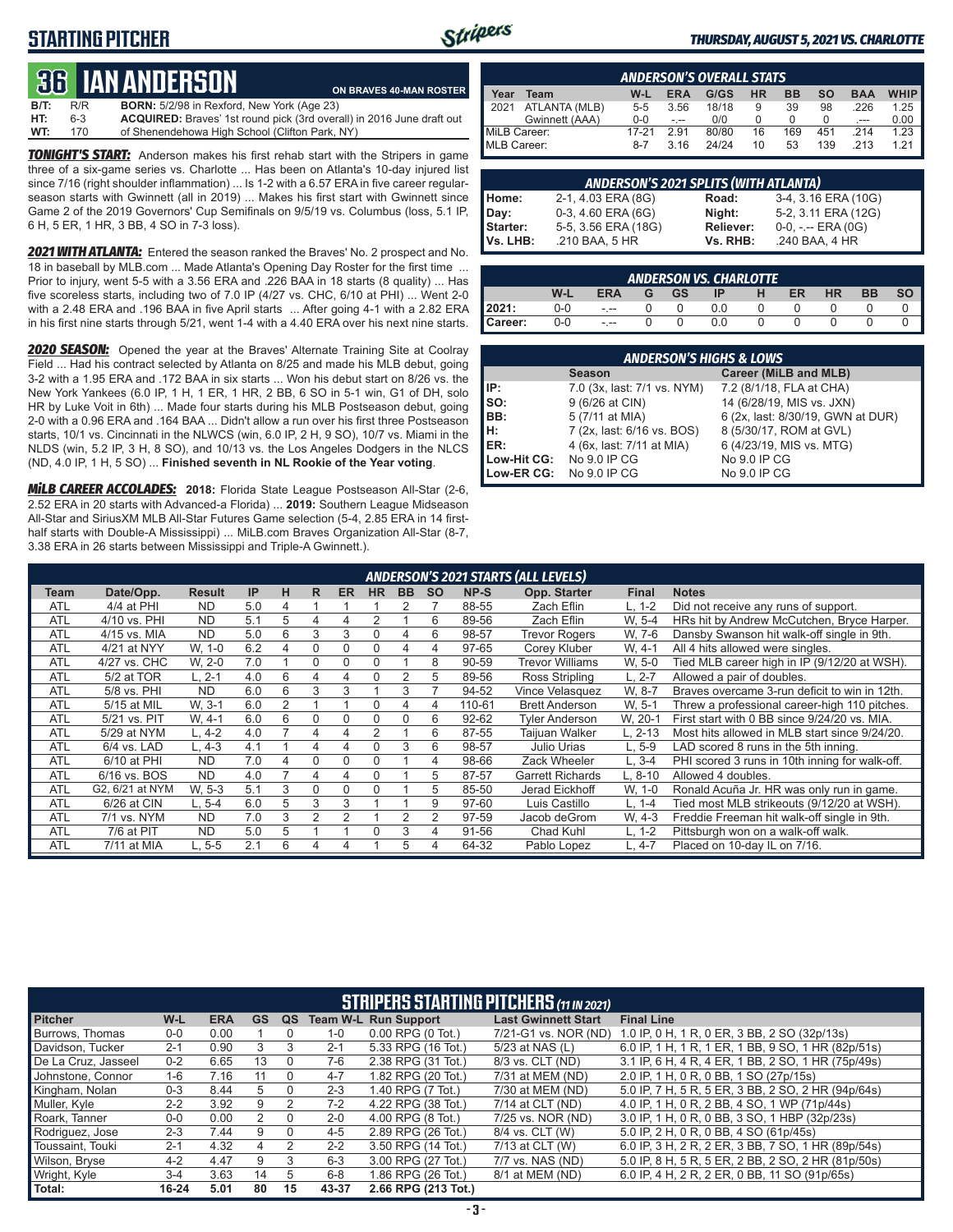# STARTING PITCHER

*THURSDAY, AUGUST 5, 2021 VS. CHARLOTTE*

## 36 IAN ANDERSON

**ON BRAVES 40-MAN ROSTER**

**B/T:** R/R **BORN:** 5/2/98 in Rexford, New York (Age 23)
**HT:** 6-3 **ACQUIRED:** Braves' 1st round pick (3rd overall) in 2016 June draft out
**WT:** 170 of Shenendehowa High School (Clifton Park, NY)

***TONIGHT'S START:*** Anderson makes his first rehab start with the Stripers in game three of a six-game series vs. Charlotte ... Has been on Atlanta's 10-day injured list since 7/16 (right shoulder inflammation) ... Is 1-2 with a 6.57 ERA in five career regular-season starts with Gwinnett (all in 2019) ... Makes his first start with Gwinnett since Game 2 of the 2019 Governors' Cup Semifinals on 9/5/19 vs. Columbus (loss, 5.1 IP, 6 H, 5 ER, 1 HR, 3 BB, 4 SO in 7-3 loss).

***2021 WITH ATLANTA:*** Entered the season ranked the Braves' No. 2 prospect and No. 18 in baseball by MLB.com ... Made Atlanta's Opening Day Roster for the first time ... Prior to injury, went 5-5 with a 3.56 ERA and .226 BAA in 18 starts (8 quality) ... Has five scoreless starts, including two of 7.0 IP (4/27 vs. CHC, 6/10 at PHI) ... Went 2-0 with a 2.48 ERA and .196 BAA in five April starts ... After going 4-1 with a 2.82 ERA in his first nine starts through 5/21, went 1-4 with a 4.40 ERA over his next nine starts.

***2020 SEASON:*** Opened the year at the Braves' Alternate Training Site at Coolray Field ... Had his contract selected by Atlanta on 8/25 and made his MLB debut, going 3-2 with a 1.95 ERA and .172 BAA in six starts ... Won his debut start on 8/26 vs. the New York Yankees (6.0 IP, 1 H, 1 ER, 1 HR, 2 BB, 6 SO in 5-1 win, G1 of DH, solo HR by Luke Voit in 6th) ... Made four starts during his MLB Postseason debut, going 2-0 with a 0.96 ERA and .164 BAA ... Didn't allow a run over his first three Postseason starts, 10/1 vs. Cincinnati in the NLWCS (win, 6.0 IP, 2 H, 9 SO), 10/7 vs. Miami in the NLDS (win, 5.2 IP, 3 H, 8 SO), and 10/13 vs. the Los Angeles Dodgers in the NLCS (ND, 4.0 IP, 1 H, 5 SO) ... **Finished seventh in NL Rookie of the Year voting**.

***MiLB CAREER ACCOLADES:*** **2018:** Florida State League Postseason All-Star (2-6, 2.52 ERA in 20 starts with Advanced-a Florida) ... **2019:** Southern League Midseason All-Star and SiriusXM MLB All-Star Futures Game selection (5-4, 2.85 ERA in 14 first-half starts with Double-A Mississippi) ... MiLB.com Braves Organization All-Star (8-7, 3.38 ERA in 26 starts between Mississippi and Triple-A Gwinnett.).

### ANDERSON'S OVERALL STATS

| Year | Team | W-L | ERA | G/GS | HR | BB | SO | BAA | WHIP |
|---|---|---|---|---|---|---|---|---|---|
| 2021 | ATLANTA (MLB) | 5-5 | 3.56 | 18/18 | 9 | 39 | 98 | .226 | 1.25 |
| | Gwinnett (AAA) | 0-0 | -.-- | 0/0 | 0 | 0 | 0 | .--- | 0.00 |
| MiLB Career: | | 17-21 | 2.91 | 80/80 | 16 | 169 | 451 | .214 | 1.23 |
| MLB Career: | | 8-7 | 3.16 | 24/24 | 10 | 53 | 139 | .213 | 1.21 |

### ANDERSON'S 2021 SPLITS (WITH ATLANTA)

| | | | |
|---|---|---|---|
| **Home:** | 2-1, 4.03 ERA (8G) | **Road:** | 3-4, 3.16 ERA (10G) |
| **Day:** | 0-3, 4.60 ERA (6G) | **Night:** | 5-2, 3.11 ERA (12G) |
| **Starter:** | 5-5, 3.56 ERA (18G) | **Reliever:** | 0-0, -.-- ERA (0G) |
| **Vs. LHB:** | .210 BAA, 5 HR | **Vs. RHB:** | .240 BAA, 4 HR |

### ANDERSON VS. CHARLOTTE

| | W-L | ERA | G | GS | IP | H | ER | HR | BB | SO |
|---|---|---|---|---|---|---|---|---|---|---|
| **2021:** | 0-0 | -.-- | 0 | 0 | 0.0 | 0 | 0 | 0 | 0 | 0 |
| **Career:** | 0-0 | -.-- | 0 | 0 | 0.0 | 0 | 0 | 0 | 0 | 0 |

### ANDERSON'S HIGHS & LOWS

| | Season | Career (MiLB and MLB) |
|---|---|---|
| **IP:** | 7.0 (3x, last: 7/1 vs. NYM) | 7.2 (8/1/18, FLA at CHA) |
| **SO:** | 9 (6/26 at CIN) | 14 (6/28/19, MIS vs. JXN) |
| **BB:** | 5 (7/11 at MIA) | 6 (2x, last: 8/30/19, GWN at DUR) |
| **H:** | 7 (2x, last: 6/16 vs. BOS) | 8 (5/30/17, ROM at GVL) |
| **ER:** | 4 (6x, last: 7/11 at MIA) | 6 (4/23/19, MIS vs. MTG) |
| **Low-Hit CG:** | No 9.0 IP CG | No 9.0 IP CG |
| **Low-ER CG:** | No 9.0 IP CG | No 9.0 IP CG |

### ANDERSON'S 2021 STARTS (ALL LEVELS)

| Team | Date/Opp. | Result | IP | H | R | ER | HR | BB | SO | NP-S | Opp. Starter | Final | Notes |
|---|---|---|---|---|---|---|---|---|---|---|---|---|---|
| ATL | 4/4 at PHI | ND | 5.0 | 4 | 1 | 1 | 1 | 2 | 7 | 88-55 | Zach Eflin | L, 1-2 | Did not receive any runs of support. |
| ATL | 4/10 vs. PHI | ND | 5.1 | 5 | 4 | 4 | 2 | 1 | 6 | 89-56 | Zach Eflin | W, 5-4 | HRs hit by Andrew McCutchen, Bryce Harper. |
| ATL | 4/15 vs. MIA | ND | 5.0 | 6 | 3 | 3 | 0 | 4 | 6 | 98-57 | Trevor Rogers | W, 7-6 | Dansby Swanson hit walk-off single in 9th. |
| ATL | 4/21 at NYY | W, 1-0 | 6.2 | 4 | 0 | 0 | 0 | 4 | 4 | 97-65 | Corey Kluber | W, 4-1 | All 4 hits allowed were singles. |
| ATL | 4/27 vs. CHC | W, 2-0 | 7.0 | 1 | 0 | 0 | 0 | 1 | 8 | 90-59 | Trevor Williams | W, 5-0 | Tied MLB career high in IP (9/12/20 at WSH). |
| ATL | 5/2 at TOR | L, 2-1 | 4.0 | 6 | 4 | 4 | 0 | 2 | 5 | 89-56 | Ross Stripling | L, 2-7 | Allowed a pair of doubles. |
| ATL | 5/8 vs. PHI | ND | 6.0 | 6 | 3 | 3 | 1 | 3 | 7 | 94-52 | Vince Velasquez | W, 8-7 | Braves overcame 3-run deficit to win in 12th. |
| ATL | 5/15 at MIL | W, 3-1 | 6.0 | 2 | 1 | 1 | 0 | 4 | 4 | 110-61 | Brett Anderson | W, 5-1 | Threw a professional career-high 110 pitches. |
| ATL | 5/21 vs. PIT | W, 4-1 | 6.0 | 6 | 0 | 0 | 0 | 0 | 6 | 92-62 | Tyler Anderson | W, 20-1 | First start with 0 BB since 9/24/20 vs. MIA. |
| ATL | 5/29 at NYM | L, 4-2 | 4.0 | 7 | 4 | 4 | 2 | 1 | 6 | 87-55 | Taijuan Walker | L, 2-13 | Most hits allowed in MLB start since 9/24/20. |
| ATL | 6/4 vs. LAD | L, 4-3 | 4.1 | 1 | 4 | 4 | 0 | 3 | 6 | 98-57 | Julio Urias | L, 5-9 | LAD scored 8 runs in the 5th inning. |
| ATL | 6/10 at PHI | ND | 7.0 | 4 | 0 | 0 | 0 | 1 | 4 | 98-66 | Zack Wheeler | L, 3-4 | PHI scored 3 runs in 10th inning for walk-off. |
| ATL | 6/16 vs. BOS | ND | 4.0 | 7 | 4 | 4 | 0 | 1 | 5 | 87-57 | Garrett Richards | L, 8-10 | Allowed 4 doubles. |
| ATL | G2, 6/21 at NYM | W, 5-3 | 5.1 | 3 | 0 | 0 | 0 | 1 | 5 | 85-50 | Jerad Eickhoff | W, 1-0 | Ronald Acuña Jr. HR was only run in game. |
| ATL | 6/26 at CIN | L, 5-4 | 6.0 | 5 | 3 | 3 | 1 | 1 | 9 | 97-60 | Luis Castillo | L, 1-4 | Tied most MLB strikeouts (9/12/20 at WSH). |
| ATL | 7/1 vs. NYM | ND | 7.0 | 3 | 2 | 2 | 1 | 2 | 2 | 97-59 | Jacob deGrom | W, 4-3 | Freddie Freeman hit walk-off single in 9th. |
| ATL | 7/6 at PIT | ND | 5.0 | 5 | 1 | 1 | 0 | 3 | 4 | 91-56 | Chad Kuhl | L, 1-2 | Pittsburgh won on a walk-off walk. |
| ATL | 7/11 at MIA | L, 5-5 | 2.1 | 6 | 4 | 4 | 1 | 5 | 4 | 64-32 | Pablo Lopez | L, 4-7 | Placed on 10-day IL on 7/16. |

### STRIPERS STARTING PITCHERS (11 IN 2021)

| Pitcher | W-L | ERA | GS | QS | Team W-L | Run Support | Last Gwinnett Start | Final Line |
|---|---|---|---|---|---|---|---|---|
| Burrows, Thomas | 0-0 | 0.00 | 1 | 0 | 1-0 | 0.00 RPG (0 Tot.) | 7/21-G1 vs. NOR (ND) | 1.0 IP, 0 H, 1 R, 0 ER, 3 BB, 2 SO (32p/13s) |
| Davidson, Tucker | 2-1 | 0.90 | 3 | 3 | 2-1 | 5.33 RPG (16 Tot.) | 5/23 at NAS (L) | 6.0 IP, 1 H, 1 R, 1 ER, 1 BB, 9 SO, 1 HR (82p/51s) |
| De La Cruz, Jasseel | 0-2 | 6.65 | 13 | 0 | 7-6 | 2.38 RPG (31 Tot.) | 8/3 vs. CLT (ND) | 3.1 IP, 6 H, 4 R, 4 ER, 1 BB, 2 SO, 1 HR (75p/49s) |
| Johnstone, Connor | 1-6 | 7.16 | 11 | 0 | 4-7 | 1.82 RPG (20 Tot.) | 7/31 at MEM (ND) | 2.0 IP, 1 H, 0 R, 0 BB, 1 SO (27p/15s) |
| Kingham, Nolan | 0-3 | 8.44 | 5 | 0 | 2-3 | 1.40 RPG (7 Tot.) | 7/30 at MEM (ND) | 5.0 IP, 7 H, 5 R, 5 ER, 3 BB, 2 SO, 2 HR (94p/64s) |
| Muller, Kyle | 2-2 | 3.92 | 9 | 2 | 7-2 | 4.22 RPG (38 Tot.) | 7/14 at CLT (ND) | 4.0 IP, 1 H, 0 R, 2 BB, 4 SO, 1 WP (71p/44s) |
| Roark, Tanner | 0-0 | 0.00 | 2 | 0 | 2-0 | 4.00 RPG (8 Tot.) | 7/25 vs. NOR (ND) | 3.0 IP, 1 H, 0 R, 0 BB, 3 SO, 1 HBP (32p/23s) |
| Rodriguez, Jose | 2-3 | 7.44 | 9 | 0 | 4-5 | 2.89 RPG (26 Tot.) | 8/4 vs. CLT (W) | 5.0 IP, 2 H, 0 R, 0 BB, 4 SO (61p/45s) |
| Toussaint, Touki | 2-1 | 4.32 | 4 | 2 | 2-2 | 3.50 RPG (14 Tot.) | 7/13 at CLT (W) | 6.0 IP, 3 H, 2 R, 2 ER, 3 BB, 7 SO, 1 HR (89p/54s) |
| Wilson, Bryse | 4-2 | 4.47 | 9 | 3 | 6-3 | 3.00 RPG (27 Tot.) | 7/7 vs. NAS (ND) | 5.0 IP, 8 H, 5 R, 5 ER, 2 BB, 2 SO, 2 HR (81p/50s) |
| Wright, Kyle | 3-4 | 3.63 | 14 | 5 | 6-8 | 1.86 RPG (26 Tot.) | 8/1 at MEM (ND) | 6.0 IP, 4 H, 2 R, 2 ER, 0 BB, 11 SO (91p/65s) |
| **Total:** | **16-24** | **5.01** | **80** | **15** | **43-37** | **2.66 RPG (213 Tot.)** | | |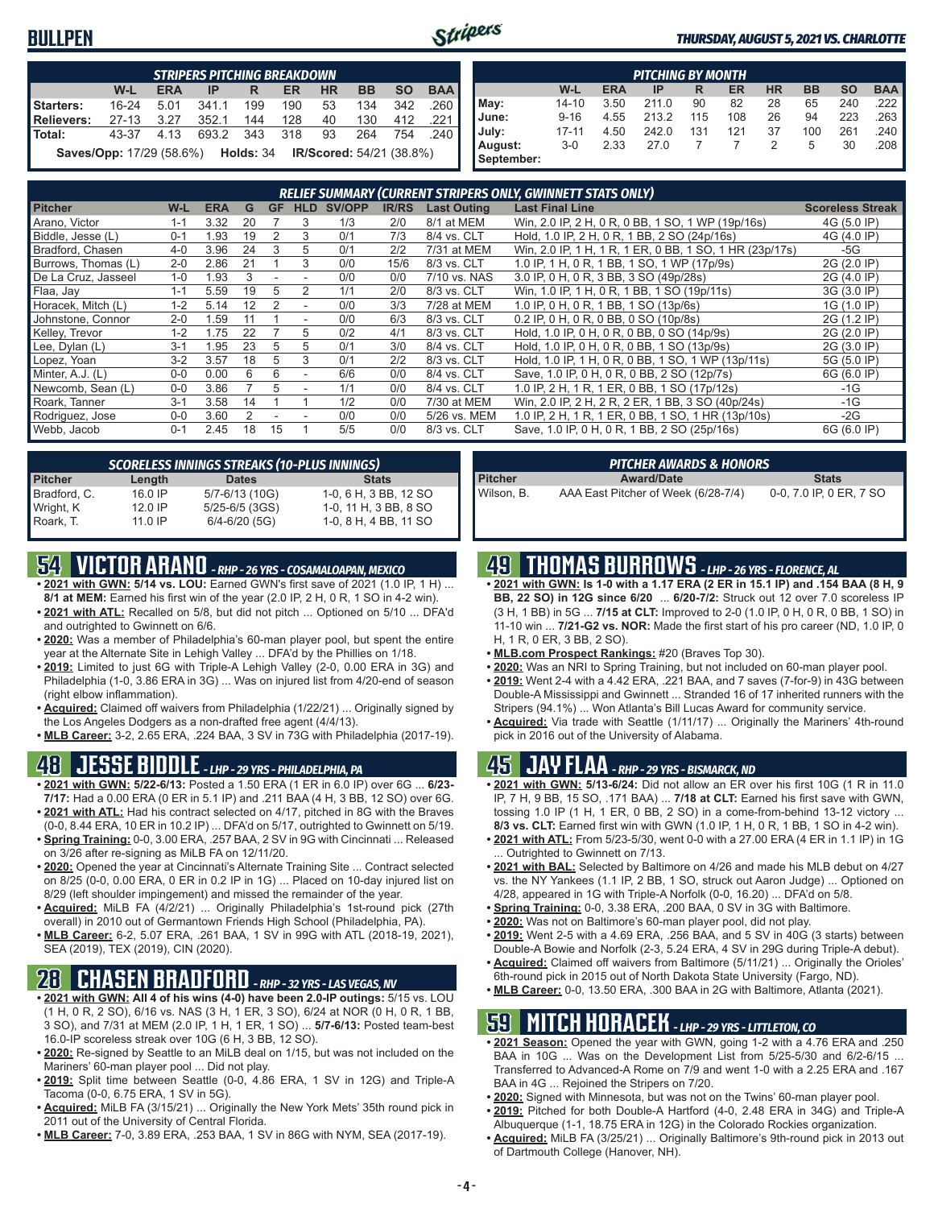# BULLPEN

*THURSDAY, AUGUST 5, 2021 VS. CHARLOTTE*

### STRIPERS PITCHING BREAKDOWN

| | W-L | ERA | IP | R | ER | HR | BB | SO | BAA |
|---|---|---|---|---|---|---|---|---|---|
| Starters: | 16-24 | 5.01 | 341.1 | 199 | 190 | 53 | 134 | 342 | .260 |
| Relievers: | 27-13 | 3.27 | 352.1 | 144 | 128 | 40 | 130 | 412 | .221 |
| Total: | 43-37 | 4.13 | 693.2 | 343 | 318 | 93 | 264 | 754 | .240 |

**Saves/Opp:** 17/29 (58.6%) **Holds:** 34 **IR/Scored:** 54/21 (38.8%)

### PITCHING BY MONTH

| | W-L | ERA | IP | R | ER | HR | BB | SO | BAA |
|---|---|---|---|---|---|---|---|---|---|
| May: | 14-10 | 3.50 | 211.0 | 90 | 82 | 28 | 65 | 240 | .222 |
| June: | 9-16 | 4.55 | 213.2 | 115 | 108 | 26 | 94 | 223 | .263 |
| July: | 17-11 | 4.50 | 242.0 | 131 | 121 | 37 | 100 | 261 | .240 |
| August: | 3-0 | 2.33 | 27.0 | 7 | 7 | 2 | 5 | 30 | .208 |
| September: | | | | | | | | | |

### RELIEF SUMMARY (CURRENT STRIPERS ONLY, GWINNETT STATS ONLY)

| Pitcher | W-L | ERA | G | GF | HLD | SV/OPP | IR/RS | Last Outing | Last Final Line | Scoreless Streak |
|---|---|---|---|---|---|---|---|---|---|---|
| Arano, Victor | 1-1 | 3.32 | 20 | 7 | 3 | 1/3 | 2/0 | 8/1 at MEM | Win, 2.0 IP, 2 H, 0 R, 0 BB, 1 SO, 1 WP (19p/16s) | 4G (5.0 IP) |
| Biddle, Jesse (L) | 0-1 | 1.93 | 19 | 2 | 3 | 0/1 | 7/3 | 8/4 vs. CLT | Hold, 1.0 IP, 2 H, 0 R, 1 BB, 2 SO (24p/16s) | 4G (4.0 IP) |
| Bradford, Chasen | 4-0 | 3.96 | 24 | 3 | 5 | 0/1 | 2/2 | 7/31 at MEM | Win, 2.0 IP, 1 H, 1 R, 1 ER, 0 BB, 1 SO, 1 HR (23p/17s) | -5G |
| Burrows, Thomas (L) | 2-0 | 2.86 | 21 | 1 | 3 | 0/0 | 15/6 | 8/3 vs. CLT | 1.0 IP, 1 H, 0 R, 1 BB, 1 SO, 1 WP (17p/9s) | 2G (2.0 IP) |
| De La Cruz, Jasseel | 1-0 | 1.93 | 3 | - | - | 0/0 | 0/0 | 7/10 vs. NAS | 3.0 IP, 0 H, 0 R, 3 BB, 3 SO (49p/28s) | 2G (4.0 IP) |
| Flaa, Jay | 1-1 | 5.59 | 19 | 5 | 2 | 1/1 | 2/0 | 8/3 vs. CLT | Win, 1.0 IP, 1 H, 0 R, 1 BB, 1 SO (19p/11s) | 3G (3.0 IP) |
| Horacek, Mitch (L) | 1-2 | 5.14 | 12 | 2 | - | 0/0 | 3/3 | 7/28 at MEM | 1.0 IP, 0 H, 0 R, 1 BB, 1 SO (13p/6s) | 1G (1.0 IP) |
| Johnstone, Connor | 2-0 | 1.59 | 11 | 1 | - | 0/0 | 6/3 | 8/3 vs. CLT | 0.2 IP, 0 H, 0 R, 0 BB, 0 SO (10p/8s) | 2G (1.2 IP) |
| Kelley, Trevor | 1-2 | 1.75 | 22 | 7 | 5 | 0/2 | 4/1 | 8/3 vs. CLT | Hold, 1.0 IP, 0 H, 0 R, 0 BB, 0 SO (14p/9s) | 2G (2.0 IP) |
| Lee, Dylan (L) | 3-1 | 1.95 | 23 | 5 | 5 | 0/1 | 3/0 | 8/4 vs. CLT | Hold, 1.0 IP, 0 H, 0 R, 0 BB, 1 SO (13p/9s) | 2G (3.0 IP) |
| Lopez, Yoan | 3-2 | 3.57 | 18 | 5 | 3 | 0/1 | 2/2 | 8/3 vs. CLT | Hold, 1.0 IP, 1 H, 0 R, 0 BB, 1 SO, 1 WP (13p/11s) | 5G (5.0 IP) |
| Minter, A.J. (L) | 0-0 | 0.00 | 6 | 6 | - | 6/6 | 0/0 | 8/4 vs. CLT | Save, 1.0 IP, 0 H, 0 R, 0 BB, 2 SO (12p/7s) | 6G (6.0 IP) |
| Newcomb, Sean (L) | 0-0 | 3.86 | 7 | 5 | - | 1/1 | 0/0 | 8/4 vs. CLT | 1.0 IP, 2 H, 1 R, 1 ER, 0 BB, 1 SO (17p/12s) | -1G |
| Roark, Tanner | 3-1 | 3.58 | 14 | 1 | 1 | 1/2 | 0/0 | 7/30 at MEM | Win, 2.0 IP, 2 H, 2 R, 2 ER, 1 BB, 3 SO (40p/24s) | -1G |
| Rodriguez, Jose | 0-0 | 3.60 | 2 | - | - | 0/0 | 0/0 | 5/26 vs. MEM | 1.0 IP, 2 H, 1 R, 1 ER, 0 BB, 1 SO, 1 HR (13p/10s) | -2G |
| Webb, Jacob | 0-1 | 2.45 | 18 | 15 | 1 | 5/5 | 0/0 | 8/3 vs. CLT | Save, 1.0 IP, 0 H, 0 R, 1 BB, 2 SO (25p/16s) | 6G (6.0 IP) |

### SCORELESS INNINGS STREAKS (10-PLUS INNINGS)

| Pitcher | Length | Dates | Stats |
|---|---|---|---|
| Bradford, C. | 16.0 IP | 5/7-6/13 (10G) | 1-0, 6 H, 3 BB, 12 SO |
| Wright, K | 12.0 IP | 5/25-6/5 (3GS) | 1-0, 11 H, 3 BB, 8 SO |
| Roark, T. | 11.0 IP | 6/4-6/20 (5G) | 1-0, 8 H, 4 BB, 11 SO |

### PITCHER AWARDS & HONORS

| Pitcher | Award/Date | Stats |
|---|---|---|
| Wilson, B. | AAA East Pitcher of Week (6/28-7/4) | 0-0, 7.0 IP, 0 ER, 7 SO |

## 54 VICTOR ARANO - RHP - 26 YRS - COSAMALOAPAN, MEXICO

- **2021 with GWN: 5/14 vs. LOU:** Earned GWN's first save of 2021 (1.0 IP, 1 H) ... **8/1 at MEM:** Earned his first win of the year (2.0 IP, 2 H, 0 R, 1 SO in 4-2 win).
- **2021 with ATL:** Recalled on 5/8, but did not pitch ... Optioned on 5/10 ... DFA'd and outrighted to Gwinnett on 6/6.
- **2020:** Was a member of Philadelphia's 60-man player pool, but spent the entire year at the Alternate Site in Lehigh Valley ... DFA'd by the Phillies on 1/18.
- **2019:** Limited to just 6G with Triple-A Lehigh Valley (2-0, 0.00 ERA in 3G) and Philadelphia (1-0, 3.86 ERA in 3G) ... Was on injured list from 4/20-end of season (right elbow inflammation).
- **Acquired:** Claimed off waivers from Philadelphia (1/22/21) ... Originally signed by the Los Angeles Dodgers as a non-drafted free agent (4/4/13).
- **MLB Career:** 3-2, 2.65 ERA, .224 BAA, 3 SV in 73G with Philadelphia (2017-19).

## 48 JESSE BIDDLE - LHP - 29 YRS - PHILADELPHIA, PA

- **2021 with GWN: 5/22-6/13:** Posted a 1.50 ERA (1 ER in 6.0 IP) over 6G ... **6/23-7/17:** Had a 0.00 ERA (0 ER in 5.1 IP) and .211 BAA (4 H, 3 BB, 12 SO) over 6G.
- **2021 with ATL:** Had his contract selected on 4/17, pitched in 8G with the Braves (0-0, 8.44 ERA, 10 ER in 10.2 IP) ... DFA'd on 5/17, outrighted to Gwinnett on 5/19.
- **Spring Training:** 0-0, 3.00 ERA, .257 BAA, 2 SV in 9G with Cincinnati ... Released on 3/26 after re-signing as MiLB FA on 12/11/20.
- **2020:** Opened the year at Cincinnati's Alternate Training Site ... Contract selected on 8/25 (0-0, 0.00 ERA, 0 ER in 0.2 IP in 1G) ... Placed on 10-day injured list on 8/29 (left shoulder impingement) and missed the remainder of the year.
- **Acquired:** MiLB FA (4/2/21) ... Originally Philadelphia's 1st-round pick (27th overall) in 2010 out of Germantown Friends High School (Philadelphia, PA).
- **MLB Career:** 6-2, 5.07 ERA, .261 BAA, 1 SV in 99G with ATL (2018-19, 2021), SEA (2019), TEX (2019), CIN (2020).

## 28 CHASEN BRADFORD - RHP - 32 YRS - LAS VEGAS, NV

- **2021 with GWN: All 4 of his wins (4-0) have been 2.0-IP outings:** 5/15 vs. LOU (1 H, 0 R, 2 SO), 6/16 vs. NAS (3 H, 1 ER, 3 SO), 6/24 at NOR (0 H, 0 R, 1 BB, 3 SO), and 7/31 at MEM (2.0 IP, 1 H, 1 ER, 1 SO) ... **5/7-6/13:** Posted team-best 16.0-IP scoreless streak over 10G (6 H, 3 BB, 12 SO).
- **2020:** Re-signed by Seattle to an MiLB deal on 1/15, but was not included on the Mariners' 60-man player pool ... Did not play.
- **2019:** Split time between Seattle (0-0, 4.86 ERA, 1 SV in 12G) and Triple-A Tacoma (0-0, 6.75 ERA, 1 SV in 5G).
- **Acquired:** MiLB FA (3/15/21) ... Originally the New York Mets' 35th round pick in 2011 out of the University of Central Florida.
- **MLB Career:** 7-0, 3.89 ERA, .253 BAA, 1 SV in 86G with NYM, SEA (2017-19).

## 49 THOMAS BURROWS - LHP - 26 YRS - FLORENCE, AL

- **2021 with GWN: Is 1-0 with a 1.17 ERA (2 ER in 15.1 IP) and .154 BAA (8 H, 9 BB, 22 SO) in 12G since 6/20** ... **6/20-7/2:** Struck out 12 over 7.0 scoreless IP (3 H, 1 BB) in 5G ... **7/15 at CLT:** Improved to 2-0 (1.0 IP, 0 H, 0 R, 0 BB, 1 SO) in 11-10 win ... **7/21-G2 vs. NOR:** Made the first start of his pro career (ND, 1.0 IP, 0 H, 1 R, 0 ER, 3 BB, 2 SO).
- **MLB.com Prospect Rankings:** #20 (Braves Top 30).
- **2020:** Was an NRI to Spring Training, but not included on 60-man player pool.
- **2019:** Went 2-4 with a 4.42 ERA, .221 BAA, and 7 saves (7-for-9) in 43G between Double-A Mississippi and Gwinnett ... Stranded 16 of 17 inherited runners with the Stripers (94.1%) ... Won Atlanta's Bill Lucas Award for community service.
- **Acquired:** Via trade with Seattle (1/11/17) ... Originally the Mariners' 4th-round pick in 2016 out of the University of Alabama.

## 45 JAY FLAA - RHP - 29 YRS - BISMARCK, ND

- **2021 with GWN: 5/13-6/24:** Did not allow an ER over his first 10G (1 R in 11.0 IP, 7 H, 9 BB, 15 SO, .171 BAA) ... **7/18 at CLT:** Earned his first save with GWN, tossing 1.0 IP (1 H, 1 ER, 0 BB, 2 SO) in a come-from-behind 13-12 victory ... **8/3 vs. CLT:** Earned first win with GWN (1.0 IP, 1 H, 0 R, 1 BB, 1 SO in 4-2 win).
- **2021 with ATL:** From 5/23-5/30, went 0-0 with a 27.00 ERA (4 ER in 1.1 IP) in 1G ... Outrighted to Gwinnett on 7/13.
- **2021 with BAL:** Selected by Baltimore on 4/26 and made his MLB debut on 4/27 vs. the NY Yankees (1.1 IP, 2 BB, 1 SO, struck out Aaron Judge) ... Optioned on 4/28, appeared in 1G with Triple-A Norfolk (0-0, 16.20) ... DFA'd on 5/8.
- **Spring Training:** 0-0, 3.38 ERA, .200 BAA, 0 SV in 3G with Baltimore.
- **2020:** Was not on Baltimore's 60-man player pool, did not play.
- **2019:** Went 2-5 with a 4.69 ERA, .256 BAA, and 5 SV in 40G (3 starts) between Double-A Bowie and Norfolk (2-3, 5.24 ERA, 4 SV in 29G during Triple-A debut).
- **Acquired:** Claimed off waivers from Baltimore (5/11/21) ... Originally the Orioles' 6th-round pick in 2015 out of North Dakota State University (Fargo, ND).
- **MLB Career:** 0-0, 13.50 ERA, .300 BAA in 2G with Baltimore, Atlanta (2021).

## 59 MITCH HORACEK - LHP - 29 YRS - LITTLETON, CO

- **2021 Season:** Opened the year with GWN, going 1-2 with a 4.76 ERA and .250 BAA in 10G ... Was on the Development List from 5/25-5/30 and 6/2-6/15 ... Transferred to Advanced-A Rome on 7/9 and went 1-0 with a 2.25 ERA and .167 BAA in 4G ... Rejoined the Stripers on 7/20.
- **2020:** Signed with Minnesota, but was not on the Twins' 60-man player pool.
- **2019:** Pitched for both Double-A Hartford (4-0, 2.48 ERA in 34G) and Triple-A Albuquerque (1-1, 18.75 ERA in 12G) in the Colorado Rockies organization.
- **Acquired:** MiLB FA (3/25/21) ... Originally Baltimore's 9th-round pick in 2013 out of Dartmouth College (Hanover, NH).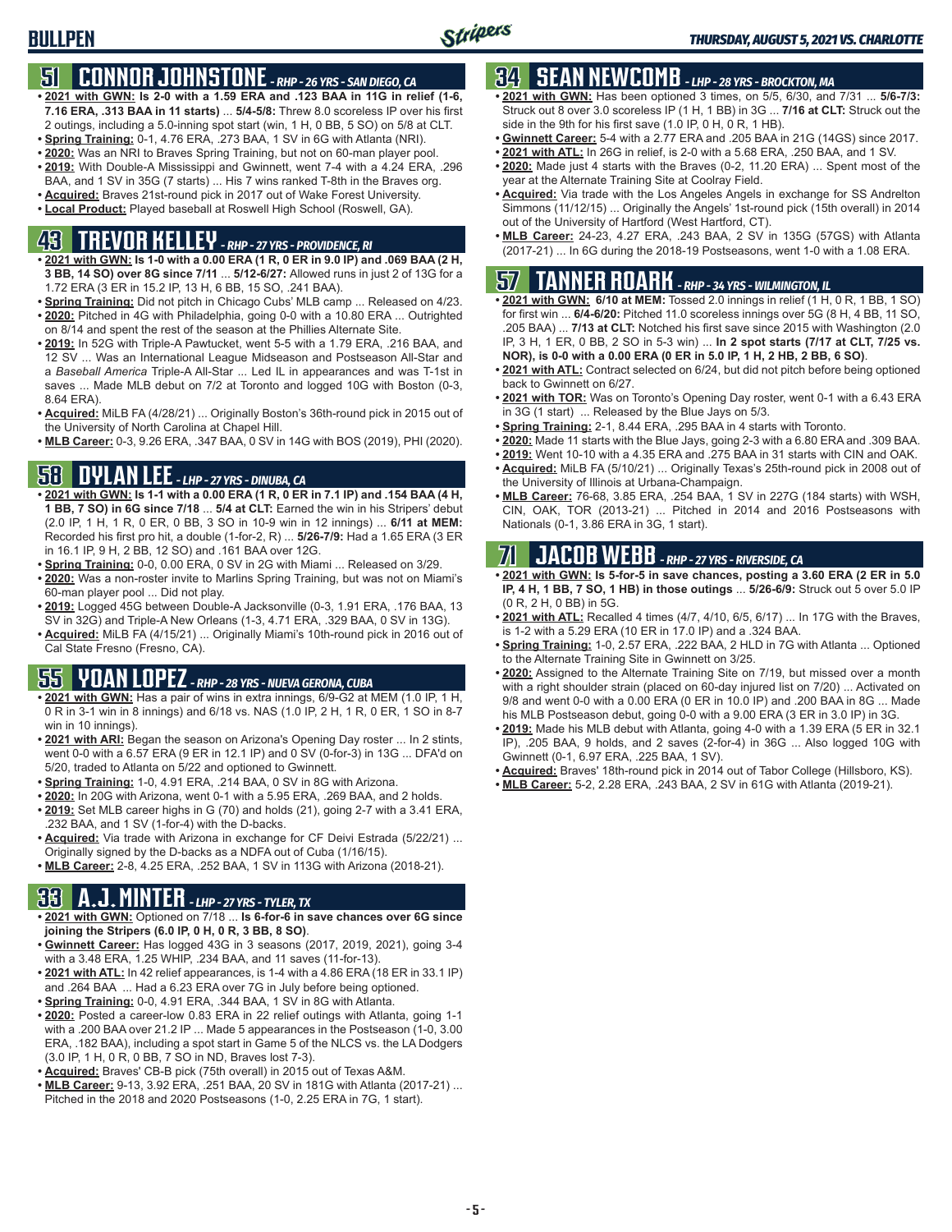# BULLPEN

## 51 CONNOR JOHNSTONE - RHP - 26 YRS - SAN DIEGO, CA

- **2021 with GWN: Is 2-0 with a 1.59 ERA and .123 BAA in 11G in relief (1-6, 7.16 ERA, .313 BAA in 11 starts)** ... **5/4-5/8:** Threw 8.0 scoreless IP over his first 2 outings, including a 5.0-inning spot start (win, 1 H, 0 BB, 5 SO) on 5/8 at CLT.
- **Spring Training:** 0-1, 4.76 ERA, .273 BAA, 1 SV in 6G with Atlanta (NRI).
- **2020:** Was an NRI to Braves Spring Training, but not on 60-man player pool.
- **2019:** With Double-A Mississippi and Gwinnett, went 7-4 with a 4.24 ERA, .296 BAA, and 1 SV in 35G (7 starts) ... His 7 wins ranked T-8th in the Braves org.
- **Acquired:** Braves 21st-round pick in 2017 out of Wake Forest University.
- **Local Product:** Played baseball at Roswell High School (Roswell, GA).

## 43 TREVOR KELLEY - RHP - 27 YRS - PROVIDENCE, RI

- **2021 with GWN: Is 1-0 with a 0.00 ERA (1 R, 0 ER in 9.0 IP) and .069 BAA (2 H, 3 BB, 14 SO) over 8G since 7/11** ... **5/12-6/27:** Allowed runs in just 2 of 13G for a 1.72 ERA (3 ER in 15.2 IP, 13 H, 6 BB, 15 SO, .241 BAA).
- **Spring Training:** Did not pitch in Chicago Cubs' MLB camp ... Released on 4/23.
- **2020:** Pitched in 4G with Philadelphia, going 0-0 with a 10.80 ERA ... Outrighted on 8/14 and spent the rest of the season at the Phillies Alternate Site.
- **2019:** In 52G with Triple-A Pawtucket, went 5-5 with a 1.79 ERA, .216 BAA, and 12 SV ... Was an International League Midseason and Postseason All-Star and a *Baseball America* Triple-A All-Star ... Led IL in appearances and was T-1st in saves ... Made MLB debut on 7/2 at Toronto and logged 10G with Boston (0-3, 8.64 ERA).
- **Acquired:** MiLB FA (4/28/21) ... Originally Boston's 36th-round pick in 2015 out of the University of North Carolina at Chapel Hill.
- **MLB Career:** 0-3, 9.26 ERA, .347 BAA, 0 SV in 14G with BOS (2019), PHI (2020).

## 58 DYLAN LEE - LHP - 27 YRS - DINUBA, CA

- **2021 with GWN: Is 1-1 with a 0.00 ERA (1 R, 0 ER in 7.1 IP) and .154 BAA (4 H, 1 BB, 7 SO) in 6G since 7/18** ... **5/4 at CLT:** Earned the win in his Stripers' debut (2.0 IP, 1 H, 1 R, 0 ER, 0 BB, 3 SO in 10-9 win in 12 innings) ... **6/11 at MEM:** Recorded his first pro hit, a double (1-for-2, R) ... **5/26-7/9:** Had a 1.65 ERA (3 ER in 16.1 IP, 9 H, 2 BB, 12 SO) and .161 BAA over 12G.
- **Spring Training:** 0-0, 0.00 ERA, 0 SV in 2G with Miami ... Released on 3/29.
- **2020:** Was a non-roster invite to Marlins Spring Training, but was not on Miami's 60-man player pool ... Did not play.
- **2019:** Logged 45G between Double-A Jacksonville (0-3, 1.91 ERA, .176 BAA, 13 SV in 32G) and Triple-A New Orleans (1-3, 4.71 ERA, .329 BAA, 0 SV in 13G).
- **Acquired:** MiLB FA (4/15/21) ... Originally Miami's 10th-round pick in 2016 out of Cal State Fresno (Fresno, CA).

## 55 YOAN LOPEZ - RHP - 28 YRS - NUEVA GERONA, CUBA

- **2021 with GWN:** Has a pair of wins in extra innings, 6/9-G2 at MEM (1.0 IP, 1 H, 0 R in 3-1 win in 8 innings) and 6/18 vs. NAS (1.0 IP, 2 H, 1 R, 0 ER, 1 SO in 8-7 win in 10 innings).
- **2021 with ARI:** Began the season on Arizona's Opening Day roster ... In 2 stints, went 0-0 with a 6.57 ERA (9 ER in 12.1 IP) and 0 SV (0-for-3) in 13G ... DFA'd on 5/20, traded to Atlanta on 5/22 and optioned to Gwinnett.
- **Spring Training:** 1-0, 4.91 ERA, .214 BAA, 0 SV in 8G with Arizona.
- **2020:** In 20G with Arizona, went 0-1 with a 5.95 ERA, .269 BAA, and 2 holds.
- **2019:** Set MLB career highs in G (70) and holds (21), going 2-7 with a 3.41 ERA, .232 BAA, and 1 SV (1-for-4) with the D-backs.
- **Acquired:** Via trade with Arizona in exchange for CF Deivi Estrada (5/22/21) ... Originally signed by the D-backs as a NDFA out of Cuba (1/16/15).
- **MLB Career:** 2-8, 4.25 ERA, .252 BAA, 1 SV in 113G with Arizona (2018-21).

## 33 A.J. MINTER - LHP - 27 YRS - TYLER, TX

- **2021 with GWN:** Optioned on 7/18 ... **Is 6-for-6 in save chances over 6G since joining the Stripers (6.0 IP, 0 H, 0 R, 3 BB, 8 SO)**.
- **Gwinnett Career:** Has logged 43G in 3 seasons (2017, 2019, 2021), going 3-4 with a 3.48 ERA, 1.25 WHIP, .234 BAA, and 11 saves (11-for-13).
- **2021 with ATL:** In 42 relief appearances, is 1-4 with a 4.86 ERA (18 ER in 33.1 IP) and .264 BAA ... Had a 6.23 ERA over 7G in July before being optioned.
- **Spring Training:** 0-0, 4.91 ERA, .344 BAA, 1 SV in 8G with Atlanta.
- **2020:** Posted a career-low 0.83 ERA in 22 relief outings with Atlanta, going 1-1 with a .200 BAA over 21.2 IP ... Made 5 appearances in the Postseason (1-0, 3.00 ERA, .182 BAA), including a spot start in Game 5 of the NLCS vs. the LA Dodgers (3.0 IP, 1 H, 0 R, 0 BB, 7 SO in ND, Braves lost 7-3).
- **Acquired:** Braves' CB-B pick (75th overall) in 2015 out of Texas A&M.
- **MLB Career:** 9-13, 3.92 ERA, .251 BAA, 20 SV in 181G with Atlanta (2017-21) ... Pitched in the 2018 and 2020 Postseasons (1-0, 2.25 ERA in 7G, 1 start).

## 34 SEAN NEWCOMB - LHP - 28 YRS - BROCKTON, MA

- **2021 with GWN:** Has been optioned 3 times, on 5/5, 6/30, and 7/31 ... **5/6-7/3:** Struck out 8 over 3.0 scoreless IP (1 H, 1 BB) in 3G ... **7/16 at CLT:** Struck out the side in the 9th for his first save (1.0 IP, 0 H, 0 R, 1 HB).
- **Gwinnett Career:** 5-4 with a 2.77 ERA and .205 BAA in 21G (14GS) since 2017.
- **2021 with ATL:** In 26G in relief, is 2-0 with a 5.68 ERA, .250 BAA, and 1 SV.
- **2020:** Made just 4 starts with the Braves (0-2, 11.20 ERA) ... Spent most of the year at the Alternate Training Site at Coolray Field.
- **Acquired:** Via trade with the Los Angeles Angels in exchange for SS Andrelton Simmons (11/12/15) ... Originally the Angels' 1st-round pick (15th overall) in 2014 out of the University of Hartford (West Hartford, CT).
- **MLB Career:** 24-23, 4.27 ERA, .243 BAA, 2 SV in 135G (57GS) with Atlanta (2017-21) ... In 6G during the 2018-19 Postseasons, went 1-0 with a 1.08 ERA.

## 57 TANNER ROARK - RHP - 34 YRS - WILMINGTON, IL

- **2021 with GWN: 6/10 at MEM:** Tossed 2.0 innings in relief (1 H, 0 R, 1 BB, 1 SO) for first win ... **6/4-6/20:** Pitched 11.0 scoreless innings over 5G (8 H, 4 BB, 11 SO, .205 BAA) ... **7/13 at CLT:** Notched his first save since 2015 with Washington (2.0 IP, 3 H, 1 ER, 0 BB, 2 SO in 5-3 win) ... **In 2 spot starts (7/17 at CLT, 7/25 vs. NOR), is 0-0 with a 0.00 ERA (0 ER in 5.0 IP, 1 H, 2 HB, 2 BB, 6 SO)**.
- **2021 with ATL:** Contract selected on 6/24, but did not pitch before being optioned back to Gwinnett on 6/27.
- **2021 with TOR:** Was on Toronto's Opening Day roster, went 0-1 with a 6.43 ERA in 3G (1 start) ... Released by the Blue Jays on 5/3.
- **Spring Training:** 2-1, 8.44 ERA, .295 BAA in 4 starts with Toronto.
- **2020:** Made 11 starts with the Blue Jays, going 2-3 with a 6.80 ERA and .309 BAA.
- **2019:** Went 10-10 with a 4.35 ERA and .275 BAA in 31 starts with CIN and OAK.
- **Acquired:** MiLB FA (5/10/21) ... Originally Texas's 25th-round pick in 2008 out of the University of Illinois at Urbana-Champaign.
- **MLB Career:** 76-68, 3.85 ERA, .254 BAA, 1 SV in 227G (184 starts) with WSH, CIN, OAK, TOR (2013-21) ... Pitched in 2014 and 2016 Postseasons with Nationals (0-1, 3.86 ERA in 3G, 1 start).

## 71 JACOB WEBB - RHP - 27 YRS - RIVERSIDE, CA

- **2021 with GWN: Is 5-for-5 in save chances, posting a 3.60 ERA (2 ER in 5.0 IP, 4 H, 1 BB, 7 SO, 1 HB) in those outings** ... **5/26-6/9:** Struck out 5 over 5.0 IP (0 R, 2 H, 0 BB) in 5G.
- **2021 with ATL:** Recalled 4 times (4/7, 4/10, 6/5, 6/17) ... In 17G with the Braves, is 1-2 with a 5.29 ERA (10 ER in 17.0 IP) and a .324 BAA.
- **Spring Training:** 1-0, 2.57 ERA, .222 BAA, 2 HLD in 7G with Atlanta ... Optioned to the Alternate Training Site in Gwinnett on 3/25.
- **2020:** Assigned to the Alternate Training Site on 7/19, but missed over a month with a right shoulder strain (placed on 60-day injured list on 7/20) ... Activated on 9/8 and went 0-0 with a 0.00 ERA (0 ER in 10.0 IP) and .200 BAA in 8G ... Made his MLB Postseason debut, going 0-0 with a 9.00 ERA (3 ER in 3.0 IP) in 3G.
- **2019:** Made his MLB debut with Atlanta, going 4-0 with a 1.39 ERA (5 ER in 32.1 IP), .205 BAA, 9 holds, and 2 saves (2-for-4) in 36G ... Also logged 10G with Gwinnett (0-1, 6.97 ERA, .225 BAA, 1 SV).
- **Acquired:** Braves' 18th-round pick in 2014 out of Tabor College (Hillsboro, KS).
- **MLB Career:** 5-2, 2.28 ERA, .243 BAA, 2 SV in 61G with Atlanta (2019-21).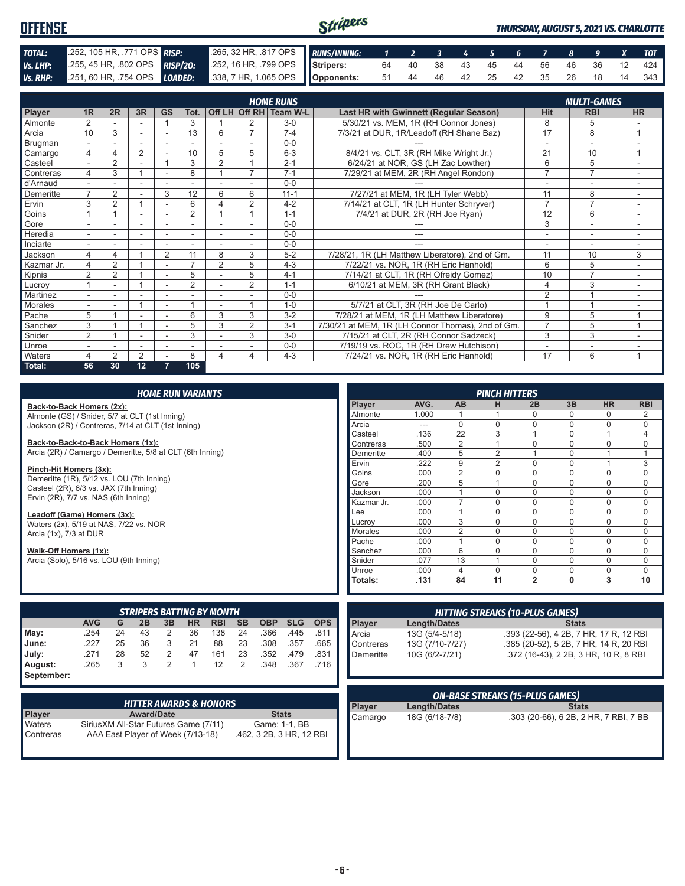# OFFENSE

*THURSDAY, AUGUST 5, 2021 VS. CHARLOTTE*

| | | | |
|---|---|---|---|
| **TOTAL:** | .252, 105 HR, .771 OPS | **RISP:** | .265, 32 HR, .817 OPS |
| **Vs. LHP:** | .255, 45 HR, .802 OPS | **RISP/2O:** | .252, 16 HR, .799 OPS |
| **Vs. RHP:** | .251, 60 HR, .754 OPS | **LOADED:** | .338, 7 HR, 1.065 OPS |

| RUNS/INNING: | 1 | 2 | 3 | 4 | 5 | 6 | 7 | 8 | 9 | X | TOT |
|---|---|---|---|---|---|---|---|---|---|---|---|
| Stripers: | 64 | 40 | 38 | 43 | 45 | 44 | 56 | 46 | 36 | 12 | 424 |
| Opponents: | 51 | 44 | 46 | 42 | 25 | 42 | 35 | 26 | 18 | 14 | 343 |

## HOME RUNS / MULTI-GAMES

| Player | 1R | 2R | 3R | GS | Tot. | Off LH | Off RH | Team W-L | Last HR with Gwinnett (Regular Season) | Hit | RBI | HR |
|---|---|---|---|---|---|---|---|---|---|---|---|---|
| Almonte | 2 | - | - | 1 | 3 | 1 | 2 | 3-0 | 5/30/21 vs. MEM, 1R (RH Connor Jones) | 8 | 5 | - |
| Arcia | 10 | 3 | - | - | 13 | 6 | 7 | 7-4 | 7/3/21 at DUR, 1R/Leadoff (RH Shane Baz) | 17 | 8 | 1 |
| Brugman | - | - | - | - | - | - | - | 0-0 | --- | - | - | - |
| Camargo | 4 | 4 | 2 | - | 10 | 5 | 5 | 6-3 | 8/4/21 vs. CLT, 3R (RH Mike Wright Jr.) | 21 | 10 | 1 |
| Casteel | - | 2 | - | 1 | 3 | 2 | 1 | 2-1 | 6/24/21 at NOR, GS (LH Zac Lowther) | 6 | 5 | - |
| Contreras | 4 | 3 | 1 | - | 8 | 1 | 7 | 7-1 | 7/29/21 at MEM, 2R (RH Angel Rondon) | 7 | 7 | - |
| d'Arnaud | - | - | - | - | - | - | - | 0-0 | --- | - | - | - |
| Demeritte | 7 | 2 | - | 3 | 12 | 6 | 6 | 11-1 | 7/27/21 at MEM, 1R (LH Tyler Webb) | 11 | 8 | - |
| Ervin | 3 | 2 | 1 | - | 6 | 4 | 2 | 4-2 | 7/14/21 at CLT, 1R (LH Hunter Schryver) | 7 | 7 | - |
| Goins | 1 | 1 | - | - | 2 | 1 | 1 | 1-1 | 7/4/21 at DUR, 2R (RH Joe Ryan) | 12 | 6 | - |
| Gore | - | - | - | - | - | - | - | 0-0 | --- | 3 | - | - |
| Heredia | - | - | - | - | - | - | - | 0-0 | --- | - | - | - |
| Inciarte | - | - | - | - | - | - | - | 0-0 | --- | - | - | - |
| Jackson | 4 | 4 | 1 | 2 | 11 | 8 | 3 | 5-2 | 7/28/21, 1R (LH Matthew Liberatore), 2nd of Gm. | 11 | 10 | 3 |
| Kazmar Jr. | 4 | 2 | 1 | - | 7 | 2 | 5 | 4-3 | 7/22/21 vs. NOR, 1R (RH Eric Hanhold) | 6 | 5 | - |
| Kipnis | 2 | 2 | 1 | - | 5 | - | 5 | 4-1 | 7/14/21 at CLT, 1R (RH Ofreidy Gomez) | 10 | 7 | - |
| Lucroy | 1 | - | 1 | - | 2 | - | 2 | 1-1 | 6/10/21 at MEM, 3R (RH Grant Black) | 4 | 3 | - |
| Martinez | - | - | - | - | - | - | - | 0-0 | --- | 2 | 1 | - |
| Morales | - | - | 1 | - | 1 | - | 1 | 1-0 | 5/7/21 at CLT, 3R (RH Joe De Carlo) | 1 | 1 | - |
| Pache | 5 | 1 | - | - | 6 | 3 | 3 | 3-2 | 7/28/21 at MEM, 1R (LH Matthew Liberatore) | 9 | 5 | 1 |
| Sanchez | 3 | 1 | 1 | - | 5 | 3 | 2 | 3-1 | 7/30/21 at MEM, 1R (LH Connor Thomas), 2nd of Gm. | 7 | 5 | 1 |
| Snider | 2 | 1 | - | - | 3 | - | 3 | 3-0 | 7/15/21 at CLT, 2R (RH Connor Sadzeck) | 3 | 3 | - |
| Unroe | - | - | - | - | - | - | - | 0-0 | 7/19/19 vs. ROC, 1R (RH Drew Hutchison) | - | - | - |
| Waters | 4 | 2 | 2 | - | 8 | 4 | 4 | 4-3 | 7/24/21 vs. NOR, 1R (RH Eric Hanhold) | 17 | 6 | 1 |
| **Total:** | **56** | **30** | **12** | **7** | **105** | | | | | | | |

## HOME RUN VARIANTS

**Back-to-Back Homers (2x):**
Almonte (GS) / Snider, 5/7 at CLT (1st Inning)
Jackson (2R) / Contreras, 7/14 at CLT (1st Inning)

**Back-to-Back-to-Back Homers (1x):**
Arcia (2R) / Camargo / Demeritte, 5/8 at CLT (6th Inning)

**Pinch-Hit Homers (3x):**
Demeritte (1R), 5/12 vs. LOU (7th Inning)
Casteel (2R), 6/3 vs. JAX (7th Inning)
Ervin (2R), 7/7 vs. NAS (6th Inning)

**Leadoff (Game) Homers (3x):**
Waters (2x), 5/19 at NAS, 7/22 vs. NOR
Arcia (1x), 7/3 at DUR

**Walk-Off Homers (1x):**
Arcia (Solo), 5/16 vs. LOU (9th Inning)

## PINCH HITTERS

| Player | AVG. | AB | H | 2B | 3B | HR | RBI |
|---|---|---|---|---|---|---|---|
| Almonte | 1.000 | 1 | 1 | 0 | 0 | 0 | 2 |
| Arcia | --- | 0 | 0 | 0 | 0 | 0 | 0 |
| Casteel | .136 | 22 | 3 | 1 | 0 | 1 | 4 |
| Contreras | .500 | 2 | 1 | 0 | 0 | 0 | 0 |
| Demeritte | .400 | 5 | 2 | 1 | 0 | 1 | 1 |
| Ervin | .222 | 9 | 2 | 0 | 0 | 1 | 3 |
| Goins | .000 | 2 | 0 | 0 | 0 | 0 | 0 |
| Gore | .200 | 5 | 1 | 0 | 0 | 0 | 0 |
| Jackson | .000 | 1 | 0 | 0 | 0 | 0 | 0 |
| Kazmar Jr. | .000 | 7 | 0 | 0 | 0 | 0 | 0 |
| Lee | .000 | 1 | 0 | 0 | 0 | 0 | 0 |
| Lucroy | .000 | 3 | 0 | 0 | 0 | 0 | 0 |
| Morales | .000 | 2 | 0 | 0 | 0 | 0 | 0 |
| Pache | .000 | 1 | 0 | 0 | 0 | 0 | 0 |
| Sanchez | .000 | 6 | 0 | 0 | 0 | 0 | 0 |
| Snider | .077 | 13 | 1 | 0 | 0 | 0 | 0 |
| Unroe | .000 | 4 | 0 | 0 | 0 | 0 | 0 |
| **Totals:** | **.131** | **84** | **11** | **2** | **0** | **3** | **10** |

## STRIPERS BATTING BY MONTH

| | AVG | G | 2B | 3B | HR | RBI | SB | OBP | SLG | OPS |
|---|---|---|---|---|---|---|---|---|---|---|
| May: | .254 | 24 | 43 | 2 | 36 | 138 | 24 | .366 | .445 | .811 |
| June: | .227 | 25 | 36 | 3 | 21 | 88 | 23 | .308 | .357 | .665 |
| July: | .271 | 28 | 52 | 2 | 47 | 161 | 23 | .352 | .479 | .831 |
| August: | .265 | 3 | 3 | 2 | 1 | 12 | 2 | .348 | .367 | .716 |
| September: | | | | | | | | | | |

## HITTING STREAKS (10-PLUS GAMES)

| Player | Length/Dates | Stats |
|---|---|---|
| Arcia | 13G (5/4-5/18) | .393 (22-56), 4 2B, 7 HR, 17 R, 12 RBI |
| Contreras | 13G (7/10-7/27) | .385 (20-52), 5 2B, 7 HR, 14 R, 20 RBI |
| Demeritte | 10G (6/2-7/21) | .372 (16-43), 2 2B, 3 HR, 10 R, 8 RBI |

## HITTER AWARDS & HONORS

| Player | Award/Date | Stats |
|---|---|---|
| Waters | SiriusXM All-Star Futures Game (7/11) | Game: 1-1, BB |
| Contreras | AAA East Player of Week (7/13-18) | .462, 3 2B, 3 HR, 12 RBI |

## ON-BASE STREAKS (15-PLUS GAMES)

| Player | Length/Dates | Stats |
|---|---|---|
| Camargo | 18G (6/18-7/8) | .303 (20-66), 6 2B, 2 HR, 7 RBI, 7 BB |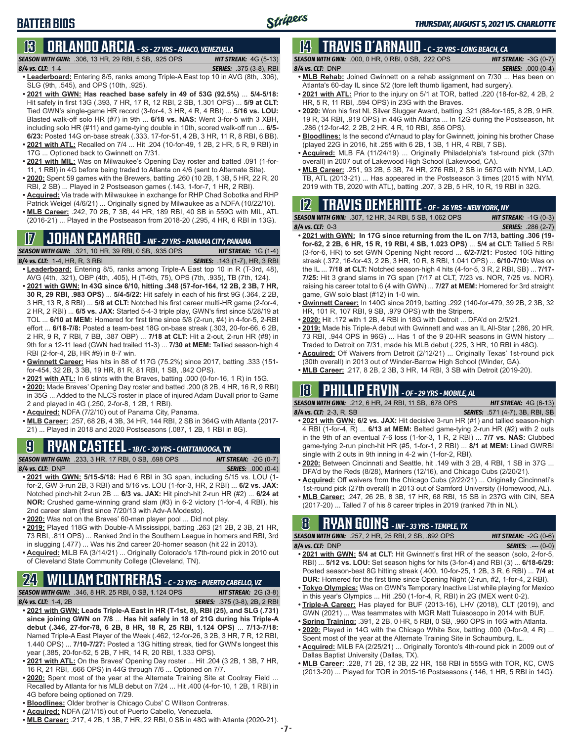# BATTER BIOS

THURSDAY, AUGUST 5, 2021 VS. CHARLOTTE

## 13 ORLANDO ARCIA - SS - 27 YRS - ANACO, VENEZUELA

**SEASON WITH GWN:** .306, 13 HR, 29 RBI, 5 SB, .925 OPS — **HIT STREAK:** 4G (5-13)
**8/4 vs. CLT:** 1-4 — **SERIES:** .375 (3-8), RBI

- **Leaderboard:** Entering 8/5, ranks among Triple-A East top 10 in AVG (8th, .306), SLG (9th, .545), and OPS (10th, .925).
- **2021 with GWN: Has reached base safely in 49 of 53G (92.5%)** ... **5/4-5/18:** Hit safely in first 13G (.393, 7 HR, 17 R, 12 RBI, 2 SB, 1.301 OPS) ... **5/9 at CLT:** Tied GWN's single-game HR record (3-for-4, 3 HR, 4 R, 4 RBI) ... **5/16 vs. LOU:** Blasted walk-off solo HR (#7) in 9th ... **6/18 vs. NAS:** Went 3-for-5 with 3 XBH, including solo HR (#11) and game-tying double in 10th, scored walk-off run ... **6/5-6/23:** Posted 14G on-base streak (.333, 17-for-51, 4 2B, 3 HR, 11 R, 8 RBI, 6 BB).
- **2021 with ATL:** Recalled on 7/4 ... Hit .204 (10-for-49, 1 2B, 2 HR, 5 R, 9 RBI) in 17G ... Optioned back to Gwinnett on 7/31.
- **2021 with MIL:** Was on Milwaukee's Opening Day roster and batted .091 (1-for-11, 1 RBI) in 4G before being traded to Atlanta on 4/6 (sent to Alternate Site).
- **2020:** Spent 59 games with the Brewers, batting .260 (10 2B, 1 3B, 5 HR, 22 R, 20 RBI, 2 SB) ... Played in 2 Postseason games (.143, 1-for-7, 1 HR, 2 RBI).
- **Acquired:** Via trade with Milwaukee in exchange for RHP Chad Sobotka and RHP Patrick Weigel (4/6/21) ... Originally signed by Milwaukee as a NDFA (10/22/10).
- **MLB Career:** .242, 70 2B, 7 3B, 44 HR, 189 RBI, 40 SB in 559G with MIL, ATL (2016-21) ... Played in the Postseason from 2018-20 (.295, 4 HR, 6 RBI in 13G).

## 17 JOHAN CAMARGO - INF - 27 YRS - PANAMA CITY, PANAMA

**SEASON WITH GWN:** .321, 10 HR, 39 RBI, 0 SB, .935 OPS — **HIT STREAK:** 1G (1-4)
**8/4 vs. CLT:** 1-4, HR, R, 3 RBI — **SERIES:** .143 (1-7), HR, 3 RBI

- **Leaderboard:** Entering 8/5, ranks among Triple-A East top 10 in R (T-3rd, 48), AVG (4th, .321), OBP (4th, .405), H (T-6th, 75), OPS (7th, .935), TB (7th, 124).
- **2021 with GWN: In 43G since 6/10, hitting .348 (57-for-164, 12 2B, 2 3B, 7 HR, 30 R, 29 RBI, .983 OPS)** ... **5/4-5/22:** Hit safely in each of his first 9G (.364, 2 2B, 3 HR, 13 R, 8 RBI) ... **5/8 at CLT:** Notched his first career multi-HR game (2-for-4, 2 HR, 2 RBI) ... **6/5 vs. JAX:** Started 5-4-3 triple play, GWN's first since 5/28/19 at TOL ... **6/10 at MEM:** Homered for first time since 5/8 (2-run, #4) in 4-for-5, 2-RBI effort ... **6/18-7/8:** Posted a team-best 18G on-base streak (.303, 20-for-66, 6 2B, 2 HR, 9 R, 7 RBI, 7 BB, .387 OBP) ... **7/18 at CLT:** Hit a 2-out, 2-run HR (#8) in 9th for a 12-11 lead (GWN had trailed 11-3) ... **7/30 at MEM:** Tallied season-high 4 RBI (2-for-4, 2B, HR #9) in 8-7 win.
- **Gwinnett Career:** Has hits in 88 of 117G (75.2%) since 2017, batting .333 (151-for-454, 32 2B, 3 3B, 19 HR, 81 R, 81 RBI, 1 SB, .942 OPS).
- **2021 with ATL:** In 6 stints with the Braves, batting .000 (0-for-16, 1 R) in 15G.
- **2020:** Made Braves' Opening Day roster and batted .200 (8 2B, 4 HR, 16 R, 9 RBI) in 35G ... Added to the NLCS roster in place of injured Adam Duvall prior to Game 2 and played in 4G (.250, 2-for-8, 1 2B, 1 RBI).
- **Acquired:** NDFA (7/2/10) out of Panama City, Panama.
- **MLB Career:** .257, 68 2B, 4 3B, 34 HR, 144 RBI, 2 SB in 364G with Atlanta (2017-21) ... Played in 2018 and 2020 Postseasons (.087, 1 2B, 1 RBI in 8G).

## 9 RYAN CASTEEL - 1B/C - 30 YRS - CHATTANOOGA, TN

**SEASON WITH GWN:** .233, 3 HR, 17 RBI, 0 SB, .698 OPS — **HIT STREAK:** -2G (0-7)
**8/4 vs. CLT:** DNP — **SERIES:** .000 (0-4)

- **2021 with GWN: 5/15-5/18:** Had 6 RBI in 3G span, including 5/15 vs. LOU (1-for-2, GW 3-run 2B, 3 RBI) and 5/16 vs. LOU (1-for-3, HR, 2 RBI) ... **6/2 vs. JAX:** Notched pinch-hit 2-run 2B ... **6/3 vs. JAX:** Hit pinch-hit 2-run HR (#2) ... **6/24 at NOR:** Crushed game-winning grand slam (#3) in 6-2 victory (1-for-4, 4 RBI), his 2nd career slam (first since 7/20/13 with Adv-A Modesto).
- **2020:** Was not on the Braves' 60-man player pool ... Did not play.
- **2019:** Played 118G with Double-A Mississippi, batting .263 (21 2B, 2 3B, 21 HR, 73 RBI, .811 OPS) ... Ranked 2nd in the Southern League in homers and RBI, 3rd in slugging (.477) ... Was his 2nd career 20-homer season (hit 22 in 2013).
- **Acquired:** MiLB FA (3/14/21) ... Originally Colorado's 17th-round pick in 2010 out of Cleveland State Community College (Cleveland, TN).

## 24 WILLIAM CONTRERAS - C - 23 YRS - PUERTO CABELLO, VZ

**SEASON WITH GWN:** .346, 8 HR, 25 RBI, 0 SB, 1.124 OPS — **HIT STREAK:** 2G (3-8)
**8/4 vs. CLT:** 1-4, 2B — **SERIES:** .375 (3-8), 2B, 2 RBI

- **2021 with GWN: Leads Triple-A East in HR (T-1st, 8), RBI (25), and SLG (.731) since joining GWN on 7/8** ... **Has hit safely in 18 of 21G during his Triple-A debut (.346, 27-for-78, 6 2B, 8 HR, 18 R, 25 RBI, 1.124 OPS)** ... **7/13-7/18:** Named Triple-A East Player of the Week (.462, 12-for-26, 3 2B, 3 HR, 7 R, 12 RBI, 1.440 OPS) ... **7/10-7/27:** Posted a 13G hitting streak, tied for GWN's longest this year (.385, 20-for-52, 5 2B, 7 HR, 14 R, 20 RBI, 1.333 OPS).
- **2021 with ATL:** On the Braves' Opening Day roster ... Hit .204 (3 2B, 1 3B, 7 HR, 16 R, 21 RBI, .666 OPS) in 44G through 7/6 ... Optioned on 7/7.
- **2020:** Spent most of the year at the Alternate Training Site at Coolray Field ... Recalled by Atlanta for his MLB debut on 7/24 ... Hit .400 (4-for-10, 1 2B, 1 RBI) in 4G before being optioned on 7/29.
- **Bloodlines:** Older brother is Chicago Cubs' C Willson Contreras.
- **Acquired:** NDFA (2/1/15) out of Puerto Cabello, Venezuela.
- **MLB Career:** .217, 4 2B, 1 3B, 7 HR, 22 RBI, 0 SB in 48G with Atlanta (2020-21).

## 14 TRAVIS D'ARNAUD - C - 32 YRS - LONG BEACH, CA

**SEASON WITH GWN:** .000, 0 HR, 0 RBI, 0 SB, .222 OPS — **HIT STREAK:** -3G (0-7)
**8/4 vs. CLT:** DNP — **SERIES:** .000 (0-4)

- **MLB Rehab:** Joined Gwinnett on a rehab assignment on 7/30 ... Has been on Atlanta's 60-day IL since 5/2 (tore left thumb ligament, had surgery).
- **2021 with ATL:** Prior to the injury on 5/1 at TOR, batted .220 (18-for-82, 4 2B, 2 HR, 5 R, 11 RBI, .594 OPS) in 23G with the Braves.
- **2020:** Won his first NL Silver Slugger Award, batting .321 (88-for-165, 8 2B, 9 HR, 19 R, 34 RBI, .919 OPS) in 44G with Atlanta ... In 12G during the Postseason, hit .286 (12-for-42, 2 2B, 2 HR, 4 R, 10 RBI, .856 OPS).
- **Bloodlines:** Is the second d'Arnaud to play for Gwinnett, joining his brother Chase (played 22G in 2016, hit .255 with 6 2B, 1 3B, 1 HR, 4 RBI, 7 SB).
- **Acquired:** MLB FA (11/24/19) ... Originally Philadelphia's 1st-round pick (37th overall) in 2007 out of Lakewood High School (Lakewood, CA).
- **MLB Career:** .251, 93 2B, 5 3B, 74 HR, 276 RBI, 2 SB in 567G with NYM, LAD, TB, ATL (2013-21) ... Has appeared in the Postseason 3 times (2015 with NYM, 2019 with TB, 2020 with ATL), batting .207, 3 2B, 5 HR, 10 R, 19 RBI in 32G.

## 12 TRAVIS DEMERITTE - OF - 26 YRS - NEW YORK, NY

**SEASON WITH GWN:** .307, 12 HR, 34 RBI, 5 SB, 1.062 OPS — **HIT STREAK:** -1G (0-3)
**8/4 vs. CLT:** 0-3 — **SERIES:** .286 (2-7)

- **2021 with GWN: In 17G since returning from the IL on 7/13, batting .306 (19-for-62, 2 2B, 6 HR, 15 R, 19 RBI, 4 SB, 1.023 OPS)** ... **5/4 at CLT:** Tallied 5 RBI (3-for-6, HR) to set GWN Opening Night record ... **6/2-7/21:** Posted 10G hitting streak (.372, 16-for-43, 2 2B, 3 HR, 10 R, 8 RBI, 1.041 OPS) ... **6/10-7/10:** Was on the IL ... **7/18 at CLT:** Notched season-high 4 hits (4-for-5, 3 R, 2 RBI, SB) ... **7/17-7/25:** Hit 3 grand slams in 7G span (7/17 at CLT, 7/23 vs. NOR, 7/25 vs. NOR), raising his career total to 6 (4 with GWN) ... **7/27 at MEM:** Homered for 3rd straight game, GW solo blast (#12) in 1-0 win.
- **Gwinnett Career:** In 140G since 2019, batting .292 (140-for-479, 39 2B, 2 3B, 32 HR, 101 R, 107 RBI, 9 SB, .979 OPS) with the Stripers.
- **2020:** Hit .172 with 1 2B, 4 RBI in 18G with Detroit ... DFA'd on 2/5/21.
- **2019:** Made his Triple-A debut with Gwinnett and was an IL All-Star (.286, 20 HR, 73 RBI, .944 OPS in 96G) ... Has 1 of the 9 20-HR seasons in GWN history ... Traded to Detroit on 7/31, made his MLB debut (.225, 3 HR, 10 RBI in 48G).
- **Acquired:** Off Waivers from Detroit (2/12/21) ... Originally Texas' 1st-round pick (30th overall) in 2013 out of Winder-Barrow High School (Winder, GA).
- **MLB Career:** .217, 8 2B, 2 3B, 3 HR, 14 RBI, 3 SB with Detroit (2019-20).

## 18 PHILLIP ERVIN - OF - 29 YRS - MOBILE, AL

**SEASON WITH GWN:** .212, 6 HR, 24 RBI, 11 SB, .678 OPS — **HIT STREAK:** 4G (6-13)
**8/4 vs. CLT:** 2-3, R, SB — **SERIES:** .571 (4-7), 3B, RBI, SB

- **2021 with GWN: 6/2 vs. JAX:** Hit decisive 3-run HR (#1) and tallied season-high 4 RBI (1-for-4, R) ... **6/13 at MEM:** Belted game-tying 2-run HR (#2) with 2 outs in the 9th of an eventual 7-6 loss (1-for-3, 1 R, 2 RBI) ... **7/7 vs. NAS:** Clubbed game-tying 2-run pinch-hit HR (#5, 1-for-1, 2 RBI) ... **8/1 at MEM:** Lined GWRBI single with 2 outs in 9th inning in 4-2 win (1-for-2, RBI).
- **2020:** Between Cincinnati and Seattle, hit .149 with 3 2B, 4 RBI, 1 SB in 37G ... DFA'd by the Reds (8/28), Mariners (12/16), and Chicago Cubs (2/20/21).
- **Acquired:** Off waivers from the Chicago Cubs (2/22/21) ... Originally Cincinnati's 1st-round pick (27th overall) in 2013 out of Samford University (Homewood, AL).
- **MLB Career:** .247, 26 2B, 8 3B, 17 HR, 68 RBI, 15 SB in 237G with CIN, SEA (2017-20) ... Talled 7 of his 8 career triples in 2019 (ranked 7th in NL).

## 8 RYAN GOINS - INF - 33 YRS - TEMPLE, TX

**SEASON WITH GWN:** .257, 2 HR, 25 RBI, 2 SB, .692 OPS — **HIT STREAK:** -2G (0-6)
**8/4 vs. CLT:** DNP — **SERIES:** .--- (0-0)

- **2021 with GWN: 5/4 at CLT:** Hit Gwinnett's first HR of the season (solo, 2-for-5, RBI) ... **5/12 vs. LOU:** Set season highs for hits (3-for-4) and RBI (3) ... **6/18-6/29:** Posted season-best 8G hitting streak (.400, 10-for-25, 1 2B, 2 HR, 6 RBI) ... **7/4 at DUR:** Homered for the first time since Opening Night (2-run, #2, 1-for-4, 2 RBI).
- **Tokyo Olympics:** Was on GWN's Temporary Inactive List while playing for Mexico in this year's Olympics ... Hit .250 (1-for-4, R, RBI) in 2G (MEX went 0-2).
- **Triple-A Career:** Has played for BUF (2013-16), LHV (2018), CLT (2019), and GWN (2021) ... Was teammates with MGR Matt Tuiasosopo in 2014 with BUF.
- **Spring Training:** .391, 2 2B, 0 HR, 5 RBI, 0 SB, .960 OPS in 16G with Atlanta.
- **2020:** Played in 14G with the Chicago White Sox, batting .000 (0-for-9, 4 R) ... Spent most of the year at the Alternate Training Site in Schaumburg, IL.
- **Acquired:** MiLB FA (2/25/21) ... Originally Toronto's 4th-round pick in 2009 out of Dallas Baptist University (Dallas, TX).
- **MLB Career:** .228, 71 2B, 12 3B, 22 HR, 158 RBI in 555G with TOR, KC, CWS (2013-20) ... Played for TOR in 2015-16 Postseasons (.146, 1 HR, 5 RBI in 14G).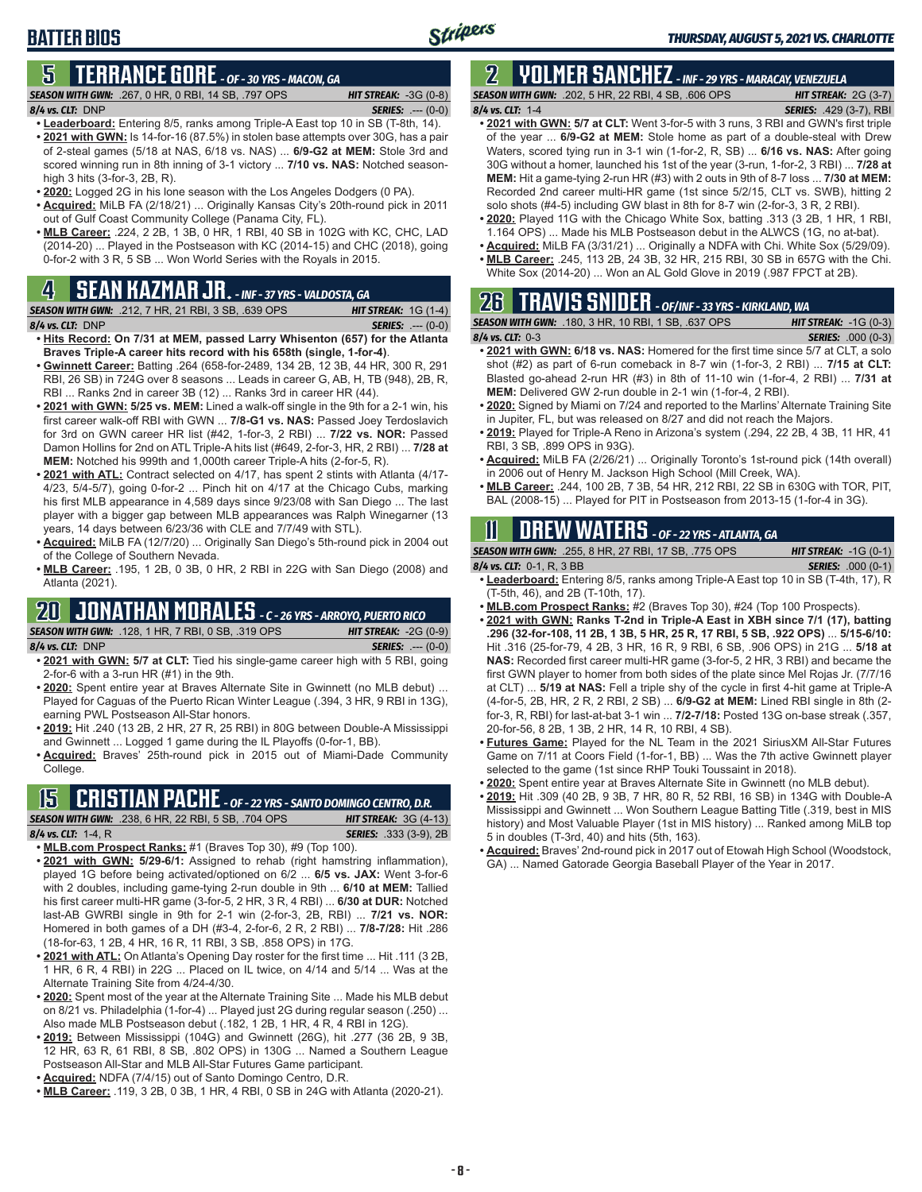# BATTER BIOS

## 5 TERRANCE GORE - OF - 30 YRS - MACON, GA

**SEASON WITH GWN:** .267, 0 HR, 0 RBI, 14 SB, .797 OPS **HIT STREAK:** -3G (0-8)
**8/4 vs. CLT:** DNP **SERIES:** .--- (0-0)

- **Leaderboard:** Entering 8/5, ranks among Triple-A East top 10 in SB (T-8th, 14).
- **2021 with GWN:** Is 14-for-16 (87.5%) in stolen base attempts over 30G, has a pair of 2-steal games (5/18 at NAS, 6/18 vs. NAS) ... **6/9-G2 at MEM:** Stole 3rd and scored winning run in 8th inning of 3-1 victory ... **7/10 vs. NAS:** Notched season-high 3 hits (3-for-3, 2B, R).
- **2020:** Logged 2G in his lone season with the Los Angeles Dodgers (0 PA).
- **Acquired:** MiLB FA (2/18/21) ... Originally Kansas City's 20th-round pick in 2011 out of Gulf Coast Community College (Panama City, FL).
- **MLB Career:** .224, 2 2B, 1 3B, 0 HR, 1 RBI, 40 SB in 102G with KC, CHC, LAD (2014-20) ... Played in the Postseason with KC (2014-15) and CHC (2018), going 0-for-2 with 3 R, 5 SB ... Won World Series with the Royals in 2015.

## 4 SEAN KAZMAR JR. - INF - 37 YRS - VALDOSTA, GA

**SEASON WITH GWN:** .212, 7 HR, 21 RBI, 3 SB, .639 OPS **HIT STREAK:** 1G (1-4)
**8/4 vs. CLT:** DNP **SERIES:** .--- (0-0)

- **Hits Record: On 7/31 at MEM, passed Larry Whisenton (657) for the Atlanta Braves Triple-A career hits record with his 658th (single, 1-for-4)**.
- **Gwinnett Career:** Batting .264 (658-for-2489, 134 2B, 12 3B, 44 HR, 300 R, 291 RBI, 26 SB) in 724G over 8 seasons ... Leads in career G, AB, H, TB (948), 2B, R, RBI ... Ranks 2nd in career 3B (12) ... Ranks 3rd in career HR (44).
- **2021 with GWN: 5/25 vs. MEM:** Lined a walk-off single in the 9th for a 2-1 win, his first career walk-off RBI with GWN ... **7/8-G1 vs. NAS:** Passed Joey Terdoslavich for 3rd on GWN career HR list (#42, 1-for-3, 2 RBI) ... **7/22 vs. NOR:** Passed Damon Hollins for 2nd on ATL Triple-A hits list (#649, 2-for-3, HR, 2 RBI) ... **7/28 at MEM:** Notched his 999th and 1,000th career Triple-A hits (2-for-5, R).
- **2021 with ATL:** Contract selected on 4/17, has spent 2 stints with Atlanta (4/17-4/23, 5/4-5/7), going 0-for-2 ... Pinch hit on 4/17 at the Chicago Cubs, marking his first MLB appearance in 4,589 days since 9/23/08 with San Diego ... The last player with a bigger gap between MLB appearances was Ralph Winegarner (13 years, 14 days between 6/23/36 with CLE and 7/7/49 with STL).
- **Acquired:** MiLB FA (12/7/20) ... Originally San Diego's 5th-round pick in 2004 out of the College of Southern Nevada.
- **MLB Career:** .195, 1 2B, 0 3B, 0 HR, 2 RBI in 22G with San Diego (2008) and Atlanta (2021).

## 20 JONATHAN MORALES - C - 26 YRS - ARROYO, PUERTO RICO

**SEASON WITH GWN:** .128, 1 HR, 7 RBI, 0 SB, .319 OPS **HIT STREAK:** -2G (0-9)
**8/4 vs. CLT:** DNP **SERIES:** .--- (0-0)

- **2021 with GWN: 5/7 at CLT:** Tied his single-game career high with 5 RBI, going 2-for-6 with a 3-run HR (#1) in the 9th.
- **2020:** Spent entire year at Braves Alternate Site in Gwinnett (no MLB debut) ... Played for Caguas of the Puerto Rican Winter League (.394, 3 HR, 9 RBI in 13G), earning PWL Postseason All-Star honors.
- **2019:** Hit .240 (13 2B, 2 HR, 27 R, 25 RBI) in 80G between Double-A Mississippi and Gwinnett ... Logged 1 game during the IL Playoffs (0-for-1, BB).
- **Acquired:** Braves' 25th-round pick in 2015 out of Miami-Dade Community College.

## 15 CRISTIAN PACHE - OF - 22 YRS - SANTO DOMINGO CENTRO, D.R.

**SEASON WITH GWN:** .238, 6 HR, 22 RBI, 5 SB, .704 OPS **HIT STREAK:** 3G (4-13)
**8/4 vs. CLT:** 1-4, R **SERIES:** .333 (3-9), 2B

- **MLB.com Prospect Ranks:** #1 (Braves Top 30), #9 (Top 100).
- **2021 with GWN: 5/29-6/1:** Assigned to rehab (right hamstring inflammation), played 1G before being activated/optioned on 6/2 ... **6/5 vs. JAX:** Went 3-for-6 with 2 doubles, including game-tying 2-run double in 9th ... **6/10 at MEM:** Tallied his first career multi-HR game (3-for-5, 2 HR, 3 R, 4 RBI) ... **6/30 at DUR:** Notched last-AB GWRBI single in 9th for 2-1 win (2-for-3, 2B, RBI) ... **7/21 vs. NOR:** Homered in both games of a DH (#3-4, 2-for-6, 2 R, 2 RBI) ... **7/8-7/28:** Hit .286 (18-for-63, 1 2B, 4 HR, 16 R, 11 RBI, 3 SB, .858 OPS) in 17G.
- **2021 with ATL:** On Atlanta's Opening Day roster for the first time ... Hit .111 (3 2B, 1 HR, 6 R, 4 RBI) in 22G ... Placed on IL twice, on 4/14 and 5/14 ... Was at the Alternate Training Site from 4/24-4/30.
- **2020:** Spent most of the year at the Alternate Training Site ... Made his MLB debut on 8/21 vs. Philadelphia (1-for-4) ... Played just 2G during regular season (.250) ... Also made MLB Postseason debut (.182, 1 2B, 1 HR, 4 R, 4 RBI in 12G).
- **2019:** Between Mississippi (104G) and Gwinnett (26G), hit .277 (36 2B, 9 3B, 12 HR, 63 R, 61 RBI, 8 SB, .802 OPS) in 130G ... Named a Southern League Postseason All-Star and MLB All-Star Futures Game participant.
- **Acquired:** NDFA (7/4/15) out of Santo Domingo Centro, D.R.
- **MLB Career:** .119, 3 2B, 0 3B, 1 HR, 4 RBI, 0 SB in 24G with Atlanta (2020-21).

## 2 YOLMER SANCHEZ - INF - 29 YRS - MARACAY, VENEZUELA

**SEASON WITH GWN:** .202, 5 HR, 22 RBI, 4 SB, .606 OPS **HIT STREAK:** 2G (3-7)
**8/4 vs. CLT:** 1-4 **SERIES:** .429 (3-7), RBI

- **2021 with GWN: 5/7 at CLT:** Went 3-for-5 with 3 runs, 3 RBI and GWN's first triple of the year ... **6/9-G2 at MEM:** Stole home as part of a double-steal with Drew Waters, scored tying run in 3-1 win (1-for-2, R, SB) ... **6/16 vs. NAS:** After going 30G without a homer, launched his 1st of the year (3-run, 1-for-2, 3 RBI) ... **7/28 at MEM:** Hit a game-tying 2-run HR (#3) with 2 outs in 9th of 8-7 loss ... **7/30 at MEM:** Recorded 2nd career multi-HR game (1st since 5/2/15, CLT vs. SWB), hitting 2 solo shots (#4-5) including GW blast in 8th for 8-7 win (2-for-3, 3 R, 2 RBI).
- **2020:** Played 11G with the Chicago White Sox, batting .313 (3 2B, 1 HR, 1 RBI, 1.164 OPS) ... Made his MLB Postseason debut in the ALWCS (1G, no at-bat).
- **Acquired:** MiLB FA (3/31/21) ... Originally a NDFA with Chi. White Sox (5/29/09).
- **MLB Career:** .245, 113 2B, 24 3B, 32 HR, 215 RBI, 30 SB in 657G with the Chi. White Sox (2014-20) ... Won an AL Gold Glove in 2019 (.987 FPCT at 2B).

## 26 TRAVIS SNIDER - OF/INF - 33 YRS - KIRKLAND, WA

**SEASON WITH GWN:** .180, 3 HR, 10 RBI, 1 SB, .637 OPS **HIT STREAK:** -1G (0-3)
**8/4 vs. CLT:** 0-3 **SERIES:** .000 (0-3)

- **2021 with GWN: 6/18 vs. NAS:** Homered for the first time since 5/7 at CLT, a solo shot (#2) as part of 6-run comeback in 8-7 win (1-for-3, 2 RBI) ... **7/15 at CLT:** Blasted go-ahead 2-run HR (#3) in 8th of 11-10 win (1-for-4, 2 RBI) ... **7/31 at MEM:** Delivered GW 2-run double in 2-1 win (1-for-4, 2 RBI).
- **2020:** Signed by Miami on 7/24 and reported to the Marlins' Alternate Training Site in Jupiter, FL, but was released on 8/27 and did not reach the Majors.
- **2019:** Played for Triple-A Reno in Arizona's system (.294, 22 2B, 4 3B, 11 HR, 41 RBI, 3 SB, .899 OPS in 93G).
- **Acquired:** MiLB FA (2/26/21) ... Originally Toronto's 1st-round pick (14th overall) in 2006 out of Henry M. Jackson High School (Mill Creek, WA).
- **MLB Career:** .244, 100 2B, 7 3B, 54 HR, 212 RBI, 22 SB in 630G with TOR, PIT, BAL (2008-15) ... Played for PIT in Postseason from 2013-15 (1-for-4 in 3G).

## 11 DREW WATERS - OF - 22 YRS - ATLANTA, GA

**SEASON WITH GWN:** .255, 8 HR, 27 RBI, 17 SB, .775 OPS **HIT STREAK:** -1G (0-1)
**8/4 vs. CLT:** 0-1, R, 3 BB **SERIES:** .000 (0-1)

- **Leaderboard:** Entering 8/5, ranks among Triple-A East top 10 in SB (T-4th, 17), R (T-5th, 46), and 2B (T-10th, 17).
- **MLB.com Prospect Ranks:** #2 (Braves Top 30), #24 (Top 100 Prospects).
- **2021 with GWN: Ranks T-2nd in Triple-A East in XBH since 7/1 (17), batting .296 (32-for-108, 11 2B, 1 3B, 5 HR, 25 R, 17 RBI, 5 SB, .922 OPS)** ... **5/15-6/10:** Hit .316 (25-for-79, 4 2B, 3 HR, 16 R, 9 RBI, 6 SB, .906 OPS) in 21G ... **5/18 at NAS:** Recorded first career multi-HR game (3-for-5, 2 HR, 3 RBI) and became the first GWN player to homer from both sides of the plate since Mel Rojas Jr. (7/7/16 at CLT) ... **5/19 at NAS:** Fell a triple shy of the cycle in first 4-hit game at Triple-A (4-for-5, 2B, HR, 2 R, 2 RBI, 2 SB) ... **6/9-G2 at MEM:** Lined RBI single in 8th (2-for-3, R, RBI) for last-at-bat 3-1 win ... **7/2-7/18:** Posted 13G on-base streak (.357, 20-for-56, 8 2B, 1 3B, 2 HR, 14 R, 10 RBI, 4 SB).
- **Futures Game:** Played for the NL Team in the 2021 SiriusXM All-Star Futures Game on 7/11 at Coors Field (1-for-1, BB) ... Was the 7th active Gwinnett player selected to the game (1st since RHP Touki Toussaint in 2018).
- **2020:** Spent entire year at Braves Alternate Site in Gwinnett (no MLB debut).
- **2019:** Hit .309 (40 2B, 9 3B, 7 HR, 80 R, 52 RBI, 16 SB) in 134G with Double-A Mississippi and Gwinnett ... Won Southern League Batting Title (.319, best in MIS history) and Most Valuable Player (1st in MIS history) ... Ranked among MiLB top 5 in doubles (T-3rd, 40) and hits (5th, 163).
- **Acquired:** Braves' 2nd-round pick in 2017 out of Etowah High School (Woodstock, GA) ... Named Gatorade Georgia Baseball Player of the Year in 2017.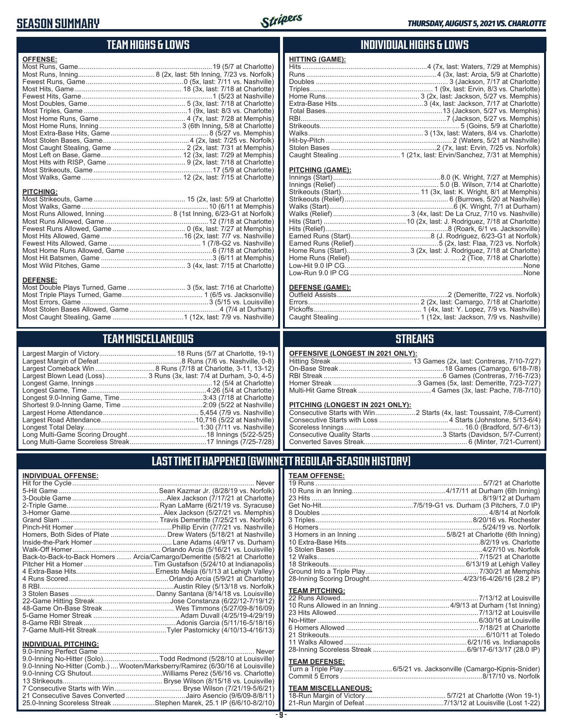# SEASON SUMMARY

*THURSDAY, AUGUST 5, 2021 VS. CHARLOTTE*

## TEAM HIGHS & LOWS

**OFFENSE:**

| | |
|---|---|
| Most Runs, Game | 19 (5/7 at Charlotte) |
| Most Runs, Inning | 8 (2x, last: 5th Inning, 7/23 vs. Norfolk) |
| Fewest Runs, Game | 0 (5x, last: 7/11 vs. Nashville) |
| Most Hits, Game | 18 (3x, last: 7/18 at Charlotte) |
| Fewest Hits, Game | 1 (5/23 at Nashville) |
| Most Doubles, Game | 5 (3x, last: 7/18 at Charlotte) |
| Most Triples, Game | 1 (9x, last: 8/3 vs. Charlotte) |
| Most Home Runs, Game | 4 (7x, last: 7/28 at Memphis) |
| Most Home Runs, Inning | 3 (6th Inning, 5/8 at Charlotte) |
| Most Extra-Base Hits, Game | 8 (5/27 vs. Memphis) |
| Most Stolen Bases, Game | 4 (2x, last: 7/25 vs. Norfolk) |
| Most Caught Stealing, Game | 2 (2x, last: 7/31 at Memphis) |
| Most Left on Base, Game | 12 (3x, last: 7/29 at Memphis) |
| Most Hits with RISP, Game | 9 (2x, last: 7/18 at Charlotte) |
| Most Strikeouts, Game | 17 (5/9 at Charlotte) |
| Most Walks, Game | 12 (2x, last: 7/15 at Charlotte) |

**PITCHING:**

| | |
|---|---|
| Most Strikeouts, Game | 15 (2x, last: 5/9 at Charlotte) |
| Most Walks, Game | 10 (6/11 at Memphis) |
| Most Runs Allowed, Inning | 8 (1st Inning, 6/23-G1 at Norfolk) |
| Most Runs Allowed, Game | 12 (7/18 at Charlotte) |
| Fewest Runs Allowed, Game | 0 (6x, last: 7/27 at Memphis) |
| Most Hits Allowed, Game | 16 (2x, last: 7/15 vs. Nashville) |
| Fewest Hits Allowed, Game | 1 (7/8-G2 vs. Nashville) |
| Most Home Runs Allowed, Game | 6 (7/18 at Charlotte) |
| Most Hit Batsmen, Game | 3 (6/11 at Memphis) |
| Most Wild Pitches, Game | 3 (4x, last: 7/15 at Charlotte) |

**DEFENSE:**

| | |
|---|---|
| Most Double Plays Turned, Game | 3 (5x, last: 7/16 at Charlotte) |
| Most Triple Plays Turned, Game | 1 (6/5 vs. Jacksonville) |
| Most Errors, Game | 3 (5/15 vs. Louisville) |
| Most Stolen Bases Allowed, Game | 4 (7/4 at Durham) |
| Most Caught Stealing, Game | 1 (12x, last: 7/9 vs. Nashville) |

## INDIVIDUAL HIGHS & LOWS

**HITTING (GAME):**

| | |
|---|---|
| Hits | 4 (7x, last: Waters, 7/29 at Memphis) |
| Runs | 4 (3x, last: Arcia, 5/9 at Charlotte) |
| Doubles | 3 (Jackson, 7/17 at Charlotte) |
| Triples | 1 (9x, last: Ervin, 8/3 vs. Charlotte) |
| Home Runs | 3 (2x, last: Jackson, 5/27 vs. Memphis) |
| Extra-Base Hits | 3 (4x, last: Jackson, 7/17 at Charlotte) |
| Total Bases | 13 (Jackson, 5/27 vs. Memphis) |
| RBI | 7 (Jackson, 5/27 vs. Memphis) |
| Strikeouts | 5 (Goins, 5/9 at Charlotte) |
| Walks | 3 (13x, last: Waters, 8/4 vs. Charlotte) |
| Hit-by-Pitch | 2 (Waters, 5/21 at Nashville) |
| Stolen Bases | 2 (7x, last: Ervin, 7/25 vs. Norfolk) |
| Caught Stealing | 1 (21x, last: Ervin/Sanchez, 7/31 at Memphis) |

**PITCHING (GAME):**

| | |
|---|---|
| Innings (Start) | 8.0 (K. Wright, 7/27 at Memphis) |
| Innings (Relief) | 5.0 (B. Wilson, 7/14 at Charlotte) |
| Strikeouts (Start) | 11 (3x, last: K. Wright, 8/1 at Memphis) |
| Strikeouts (Relief) | 6 (Burrows, 5/20 at Nashville) |
| Walks (Start) | 6 (K. Wright, 7/1 at Durham) |
| Walks (Relief) | 3 (4x, last: De La Cruz, 7/10 vs. Nashville) |
| Hits (Start) | 10 (2x, last: J. Rodriguez, 7/18 at Charlotte) |
| Hits (Relief) | 8 (Roark, 6/1 vs. Jacksonville) |
| Earned Runs (Start) | 8 (J. Rodriguez, 6/23-G1 at Norfolk) |
| Earned Runs (Relief) | 5 (2x, last: Flaa, 7/23 vs. Norfolk) |
| Home Runs (Start) | 3 (2x, last: J. Rodriguez, 7/18 at Charlotte) |
| Home Runs (Relief) | 2 (Tice, 7/18 at Charlotte) |
| Low-Hit 9.0 IP CG | None |
| Low-Run 9.0 IP CG | None |

**DEFENSE (GAME):**

| | |
|---|---|
| Outfield Assists | 2 (Demeritte, 7/22 vs. Norfolk) |
| Errors | 2 (2x, last: Camargo, 7/18 at Charlotte) |
| Pickoffs | 1 (4x, last: Y. Lopez, 7/9 vs. Nashville) |
| Caught Stealing | 1 (12x, last: Jackson, 7/9 vs. Nashville) |

## TEAM MISCELLANEOUS

| | |
|---|---|
| Largest Margin of Victory | 18 Runs (5/7 at Charlotte, 19-1) |
| Largest Margin of Defeat | 8 Runs (7/6 vs. Nashville, 0-8) |
| Largest Comeback Win | 8 Runs (7/18 at Charlotte, 3-11, 13-12) |
| Largest Blown Lead (Loss) | 3 Runs (3x, last: 7/4 at Durham, 3-0, 4-5) |
| Longest Game, Innings | 12 (5/4 at Charlotte) |
| Longest Game, Time | 4:26 (5/4 at Charlotte) |
| Longest 9.0-Inning Game, Time | 3:43 (7/18 at Charlotte) |
| Shortest 9.0-Inning Game, Time | 2:09 (5/22 at Nashville) |
| Largest Home Attendance | 5,454 (7/9 vs. Nashville) |
| Largest Road Attendance | 10,716 (5/22 at Nashville) |
| Longest Total Delay | 1:30 (7/11 vs. Nashville) |
| Long Multi-Game Scoring Drought | 18 Innings (5/22-5/25) |
| Long Multi-Game Scoreless Streak | 17 Innings (7/25-7/28) |

## STREAKS

**OFFENSIVE (LONGEST IN 2021 ONLY):**

| | |
|---|---|
| Hitting Streak | 13 Games (2x, last: Contreras, 7/10-7/27) |
| On-Base Streak | 18 Games (Camargo, 6/18-7/8) |
| RBI Streak | 6 Games (Contreras, 7/16-7/23) |
| Homer Streak | 3 Games (5x, last: Demeritte, 7/23-7/27) |
| Multi-Hit Game Streak | 4 Games (3x, last: Pache, 7/8-7/10) |

**PITCHING (LONGEST IN 2021 ONLY):**

| | |
|---|---|
| Consecutive Starts with Win | 2 Starts (4x, last: Toussaint, 7/8-Current) |
| Consecutive Starts with Loss | 4 Starts (Johnstone, 5/13-6/4) |
| Scoreless Innings | 16.0 (Bradford, 5/7-6/13) |
| Consecutive Quality Starts | 3 Starts (Davidson, 5/7-Current) |
| Converted Saves Streak | 6 (Minter, 7/21-Current) |

## LAST TIME IT HAPPENED (GWINNETT REGULAR-SEASON HISTORY)

**INDIVIDUAL OFFENSE:**

| | |
|---|---|
| Hit for the Cycle | Never |
| 5-Hit Game | Sean Kazmar Jr. (8/28/19 vs. Norfolk) |
| 3-Double Game | Alex Jackson (7/17/21 at Charlotte) |
| 2-Triple Game | Ryan LaMarre (6/21/19 vs. Syracuse) |
| 3-Homer Game | Alex Jackson (5/27/21 vs. Memphis) |
| Grand Slam | Travis Demeritte (7/25/21 vs. Norfolk) |
| Pinch-Hit Homer | Phillip Ervin (7/7/21 vs. Nashville) |
| Homers, Both Sides of Plate | Drew Waters (5/18/21 at Nashville) |
| Inside-the-Park Homer | Lane Adams (4/9/17 vs. Durham) |
| Walk-Off Homer | Orlando Arcia (5/16/21 vs. Louisville) |
| Back-to-Back-to-Back Homers | Arcia/Camargo/Demeritte (5/8/21 at Charlotte) |
| Pitcher Hit a Homer | Tim Gustafson (5/24/10 at Indianapolis) |
| 4 Extra-Base Hits | Ernesto Mejia (6/1/13 at Lehigh Valley) |
| 4 Runs Scored | Orlando Arcia (5/9/21 at Charlotte) |
| 8 RBI | Austin Riley (5/13/18 vs. Norfolk) |
| 3 Stolen Bases | Danny Santana (8/14/18 vs. Louisville) |
| 22-Game Hitting Streak | Jose Constanza (6/22/12-7/19/12) |
| 48-Game On-Base Streak | Wes Timmons (5/27/09-8/16/09) |
| 5-Game Homer Streak | Adam Duvall (4/25/19-4/29/19) |
| 8-Game RBI Streak | Adonis Garcia (5/11/16-5/18/16) |
| 7-Game Multi-Hit Streak | Tyler Pastornicky (4/10/13-4/16/13) |

**INDIVIDUAL PITCHING:**

| | |
|---|---|
| 9.0-Inning Perfect Game | Never |
| 9.0-Inning No-Hitter (Solo) | Todd Redmond (5/28/10 at Louisville) |
| 9.0-Inning No-Hitter (Comb.) | Wooten/Marksberry/Ramirez (6/30/16 at Louisville) |
| 9.0-Inning CG Shutout | Williams Perez (5/6/16 vs. Charlotte) |
| 13 Strikeouts | Bryse Wilson (8/15/18 vs. Louisville) |
| 7 Consecutive Starts with Win | Bryse Wilson (7/21/19-5/6/21) |
| 21 Consecutive Saves Converted | Jairo Asencio (9/6/09-8/8/11) |
| 25.0-Inning Scoreless Streak | Stephen Marek, 25.1 IP (6/6/10-8/2/10) |

**TEAM OFFENSE:**

| | |
|---|---|
| 19 Runs | 5/7/21 at Charlotte |
| 10 Runs in an Inning | 4/17/11 at Durham (6th Inning) |
| 23 Hits | 8/19/12 at Durham |
| Get No-Hit | 7/5/19-G1 vs. Durham (3 Pitchers, 7.0 IP) |
| 8 Doubles | 4/8/14 at Norfolk |
| 3 Triples | 8/20/16 vs. Rochester |
| 6 Homers | 5/24/19 vs. Norfolk |
| 3 Homers in an Inning | 5/8/21 at Charlotte (6th Inning) |
| 10 Extra-Base Hits | 8/2/19 vs. Charlotte |
| 5 Stolen Bases | 4/27/10 vs. Norfolk |
| 12 Walks | 7/15/21 at Charlotte |
| 18 Strikeouts | 6/13/19 at Lehigh Valley |
| Ground Into a Triple Play | 7/30/21 at Memphis |
| 28-Inning Scoring Drought | 4/23/16-4/26/16 (28.2 IP) |

**TEAM PITCHING:**

| | |
|---|---|
| 22 Runs Allowed | 7/13/12 at Louisville |
| 10 Runs Allowed in an Inning | 4/9/13 at Durham (1st Inning) |
| 23 Hits Allowed | 7/13/12 at Louisville |
| No-Hitter | 6/30/16 at Louisville |
| 6 Homers Allowed | 7/18/21 at Charlotte |
| 21 Strikeouts | 6/10/11 at Toledo |
| 11 Walks Allowed | 6/21/16 vs. Indianapolis |
| 28-Inning Scoreless Streak | 6/9/17-6/13/17 (28.0 IP) |

**TEAM DEFENSE:**

| | |
|---|---|
| Turn a Triple Play | 6/5/21 vs. Jacksonville (Camargo-Kipnis-Snider) |
| Commit 5 Errors | 8/17/10 vs. Norfolk |

**TEAM MISCELLANEOUS:**

| | |
|---|---|
| 18-Run Margin of Victory | 5/7/21 at Charlotte (Won 19-1) |
| 21-Run Margin of Defeat | 7/13/12 at Louisville (Lost 1-22) |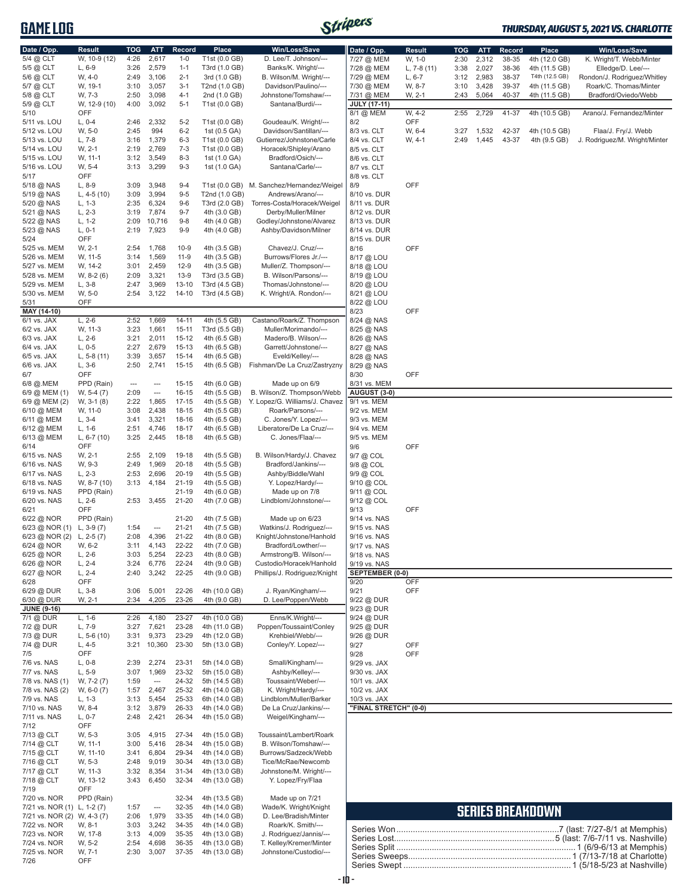# GAME LOG

*THURSDAY, AUGUST 5, 2021 VS. CHARLOTTE*

| Date / Opp. | Result | TOG | ATT | Record | Place | Win/Loss/Save |
|---|---|---|---|---|---|---|
| 5/4 @ CLT | W, 10-9 (12) | 4:26 | 2,617 | 1-0 | T1st (0.0 GB) | D. Lee/T. Johnson/--- |
| 5/5 @ CLT | L, 6-9 | 3:26 | 2,579 | 1-1 | T3rd (1.0 GB) | Banks/K. Wright/--- |
| 5/6 @ CLT | W, 4-0 | 2:49 | 3,106 | 2-1 | 3rd (1.0 GB) | B. Wilson/M. Wright/--- |
| 5/7 @ CLT | W, 19-1 | 3:10 | 3,057 | 3-1 | T2nd (1.0 GB) | Davidson/Paulino/--- |
| 5/8 @ CLT | W, 7-3 | 2:50 | 3,098 | 4-1 | 2nd (1.0 GB) | Johnstone/Tomshaw/--- |
| 5/9 @ CLT | W, 12-9 (10) | 4:00 | 3,092 | 5-1 | T1st (0.0 GB) | Santana/Burdi/--- |
| 5/10 | OFF | | | | | |
| 5/11 vs. LOU | L, 0-4 | 2:46 | 2,332 | 5-2 | T1st (0.0 GB) | Goudeau/K. Wright/--- |
| 5/12 vs. LOU | W, 5-0 | 2:45 | 994 | 6-2 | 1st (0.5 GA) | Davidson/Santillan/--- |
| 5/13 vs. LOU | L, 7-8 | 3:16 | 1,379 | 6-3 | T1st (0.0 GB) | Gutierrez/Johnstone/Carle |
| 5/14 vs. LOU | W, 2-1 | 2:19 | 2,769 | 7-3 | T1st (0.0 GB) | Horacek/Shipley/Arano |
| 5/15 vs. LOU | W, 11-1 | 3:12 | 3,549 | 8-3 | 1st (1.0 GA) | Bradford/Osich/--- |
| 5/16 vs. LOU | W, 5-4 | 3:13 | 3,299 | 9-3 | 1st (1.0 GA) | Santana/Carle/--- |
| 5/17 | OFF | | | | | |
| 5/18 @ NAS | L, 8-9 | 3:09 | 3,948 | 9-4 | T1st (0.0 GB) | M. Sanchez/Hernandez/Weigel |
| 5/19 @ NAS | L, 4-5 (10) | 3:09 | 3,994 | 9-5 | T2nd (1.0 GB) | Andrews/Arano/--- |
| 5/20 @ NAS | L, 1-3 | 2:35 | 6,324 | 9-6 | T3rd (2.0 GB) | Torres-Costa/Horacek/Weigel |
| 5/21 @ NAS | L, 2-3 | 3:19 | 7,874 | 9-7 | 4th (3.0 GB) | Derby/Muller/Milner |
| 5/22 @ NAS | L, 1-2 | 2:09 | 10,716 | 9-8 | 4th (4.0 GB) | Godley/Johnstone/Alvarez |
| 5/23 @ NAS | L, 0-1 | 2:19 | 7,923 | 9-9 | 4th (4.0 GB) | Ashby/Davidson/Milner |
| 5/24 | OFF | | | | | |
| 5/25 vs. MEM | W, 2-1 | 2:54 | 1,768 | 10-9 | 4th (3.5 GB) | Chavez/J. Cruz/--- |
| 5/26 vs. MEM | W, 11-5 | 3:14 | 1,569 | 11-9 | 4th (3.5 GB) | Burrows/Flores Jr./--- |
| 5/27 vs. MEM | W, 14-2 | 3:01 | 2,459 | 12-9 | 4th (3.5 GB) | Muller/Z. Thompson/--- |
| 5/28 vs. MEM | W, 8-2 (6) | 2:09 | 3,321 | 13-9 | T3rd (3.5 GB) | B. Wilson/Parsons/--- |
| 5/29 vs. MEM | L, 3-8 | 2:47 | 3,969 | 13-10 | T3rd (4.5 GB) | Thomas/Johnstone/--- |
| 5/30 vs. MEM | W, 5-0 | 2:54 | 3,122 | 14-10 | T3rd (4.5 GB) | K. Wright/A. Rondon/--- |
| 5/31 | OFF | | | | | |
| **MAY (14-10)** | | | | | | |
| 6/1 vs. JAX | L, 2-6 | 2:52 | 1,669 | 14-11 | 4th (5.5 GB) | Castano/Roark/Z. Thompson |
| 6/2 vs. JAX | W, 11-3 | 3:23 | 1,661 | 15-11 | T3rd (5.5 GB) | Muller/Morimando/--- |
| 6/3 vs. JAX | L, 2-6 | 3:21 | 2,011 | 15-12 | 4th (6.5 GB) | Madero/B. Wilson/--- |
| 6/4 vs. JAX | L, 0-5 | 2:27 | 2,679 | 15-13 | 4th (6.5 GB) | Garrett/Johnstone/--- |
| 6/5 vs. JAX | L, 5-8 (11) | 3:39 | 3,657 | 15-14 | 4th (6.5 GB) | Eveld/Kelley/--- |
| 6/6 vs. JAX | L, 3-6 | 2:50 | 2,741 | 15-15 | 4th (6.5 GB) | Fishman/De La Cruz/Zastryzny |
| 6/7 | OFF | | | | | |
| 6/8 @ MEM | PPD (Rain) | --- | --- | 15-15 | 4th (6.0 GB) | Made up on 6/9 |
| 6/9 @ MEM (1) | W, 5-4 (7) | 2:09 | --- | 16-15 | 4th (5.5 GB) | B. Wilson/Z. Thompson/Webb |
| 6/9 @ MEM (2) | W, 3-1 (8) | 2:22 | 1,865 | 17-15 | 4th (5.5 GB) | Y. Lopez/G. Williams/J. Chavez |
| 6/10 @ MEM | W, 11-0 | 3:08 | 2,438 | 18-15 | 4th (5.5 GB) | Roark/Parsons/--- |
| 6/11 @ MEM | L, 3-4 | 3:41 | 3,321 | 18-16 | 4th (6.5 GB) | C. Jones/Y. Lopez/--- |
| 6/12 @ MEM | L, 1-6 | 2:51 | 4,746 | 18-17 | 4th (6.5 GB) | Liberatore/De La Cruz/--- |
| 6/13 @ MEM | L, 6-7 (10) | 3:25 | 2,445 | 18-18 | 4th (6.5 GB) | C. Jones/Flaa/--- |
| 6/14 | OFF | | | | | |
| 6/15 vs. NAS | W, 2-1 | 2:55 | 2,109 | 19-18 | 4th (5.5 GB) | B. Wilson/Hardy/J. Chavez |
| 6/16 vs. NAS | W, 9-3 | 2:49 | 1,969 | 20-18 | 4th (5.5 GB) | Bradford/Jankins/--- |
| 6/17 vs. NAS | L, 2-3 | 2:53 | 2,696 | 20-19 | 4th (5.5 GB) | Ashby/Biddle/Wahl |
| 6/18 vs. NAS | W, 8-7 (10) | 3:13 | 4,184 | 21-19 | 4th (5.5 GB) | Y. Lopez/Hardy/--- |
| 6/19 vs. NAS | PPD (Rain) | | | 21-19 | 4th (6.0 GB) | Made up on 7/8 |
| 6/20 vs. NAS | L, 2-6 | 2:53 | 3,455 | 21-20 | 4th (7.0 GB) | Lindblom/Johnstone/--- |
| 6/21 | OFF | | | | | |
| 6/22 @ NOR | PPD (Rain) | | | 21-20 | 4th (7.5 GB) | Made up on 6/23 |
| 6/23 @ NOR (1) | L, 3-9 (7) | 1:54 | --- | 21-21 | 4th (7.5 GB) | Watkins/J. Rodriguez/--- |
| 6/23 @ NOR (2) | L, 2-5 (7) | 2:08 | 4,396 | 21-22 | 4th (8.0 GB) | Knight/Johnstone/Hanhold |
| 6/24 @ NOR | W, 6-2 | 3:11 | 4,143 | 22-22 | 4th (7.0 GB) | Bradford/Lowther/--- |
| 6/25 @ NOR | L, 2-6 | 3:03 | 5,254 | 22-23 | 4th (8.0 GB) | Armstrong/B. Wilson/--- |
| 6/26 @ NOR | L, 2-4 | 3:24 | 6,776 | 22-24 | 4th (9.0 GB) | Custodio/Horacek/Hanhold |
| 6/27 @ NOR | L, 2-4 | 2:40 | 3,242 | 22-25 | 4th (9.0 GB) | Phillips/J. Rodriguez/Knight |
| 6/28 | OFF | | | | | |
| 6/29 @ DUR | L, 3-8 | 3:06 | 5,001 | 22-26 | 4th (10.0 GB) | J. Ryan/Kingham/--- |
| 6/30 @ DUR | W, 2-1 | 2:34 | 4,205 | 23-26 | 4th (9.0 GB) | D. Lee/Poppen/Webb |
| **JUNE (9-16)** | | | | | | |
| 7/1 @ DUR | L, 1-6 | 2:26 | 4,180 | 23-27 | 4th (10.0 GB) | Enns/K.Wright/--- |
| 7/2 @ DUR | L, 7-9 | 3:27 | 7,621 | 23-28 | 4th (11.0 GB) | Poppen/Toussaint/Conley |
| 7/3 @ DUR | L, 5-6 (10) | 3:31 | 9,373 | 23-29 | 4th (12.0 GB) | Krehbiel/Webb/--- |
| 7/4 @ DUR | L, 4-5 | 3:21 | 10,360 | 23-30 | 5th (13.0 GB) | Conley/Y. Lopez/--- |
| 7/5 | OFF | | | | | |
| 7/6 vs. NAS | L, 0-8 | 2:39 | 2,274 | 23-31 | 5th (14.0 GB) | Small/Kingham/--- |
| 7/7 vs. NAS | L, 5-9 | 3:07 | 1,969 | 23-32 | 5th (15.0 GB) | Ashby/Kelley/--- |
| 7/8 vs. NAS (1) | W, 7-2 (7) | 1:59 | --- | 24-32 | 5th (14.5 GB) | Toussaint/Weber/--- |
| 7/8 vs. NAS (2) | W, 6-0 (7) | 1:57 | 2,467 | 25-32 | 4th (14.0 GB) | K. Wright/Hardy/--- |
| 7/9 vs. NAS | L, 1-3 | 3:13 | 5,454 | 25-33 | 6th (14.0 GB) | Lindblom/Muller/Barker |
| 7/10 vs. NAS | W, 8-4 | 3:12 | 3,879 | 26-33 | 4th (14.0 GB) | De La Cruz/Jankins/--- |
| 7/11 vs. NAS | L, 0-7 | 2:48 | 2,421 | 26-34 | 4th (15.0 GB) | Weigel/Kingham/--- |
| 7/12 | OFF | | | | | |
| 7/13 @ CLT | W, 5-3 | 3:05 | 4,915 | 27-34 | 4th (15.0 GB) | Toussaint/Lambert/Roark |
| 7/14 @ CLT | W, 11-1 | 3:00 | 5,416 | 28-34 | 4th (15.0 GB) | B. Wilson/Tomshaw/--- |
| 7/15 @ CLT | W, 11-10 | 3:41 | 6,804 | 29-34 | 4th (14.0 GB) | Burrows/Sadzeck/Webb |
| 7/16 @ CLT | W, 5-3 | 2:48 | 9,019 | 30-34 | 4th (13.0 GB) | Tice/McRae/Newcomb |
| 7/17 @ CLT | W, 11-3 | 3:32 | 8,354 | 31-34 | 4th (13.0 GB) | Johnstone/M. Wright/--- |
| 7/18 @ CLT | W, 13-12 | 3:43 | 6,450 | 32-34 | 4th (13.0 GB) | Y. Lopez/Fry/Flaa |
| 7/19 | OFF | | | | | |
| 7/20 vs. NOR | PPD (Rain) | | | 32-34 | 4th (13.5 GB) | Made up on 7/21 |
| 7/21 vs. NOR (1) | L, 1-2 (7) | 1:57 | --- | 32-35 | 4th (14.0 GB) | Wade/K. Wright/Knight |
| 7/21 vs. NOR (2) | W, 4-3 (7) | 2:06 | 1,979 | 33-35 | 4th (14.0 GB) | D. Lee/Bradish/Minter |
| 7/22 vs. NOR | W, 8-1 | 3:03 | 3,242 | 34-35 | 4th (14.0 GB) | Roark/K. Smith/--- |
| 7/23 vs. NOR | W, 17-8 | 3:13 | 4,009 | 35-35 | 4th (13.0 GB) | J. Rodriguez/Jannis/--- |
| 7/24 vs. NOR | W, 5-2 | 2:54 | 4,698 | 36-35 | 4th (13.0 GB) | T. Kelley/Kremer/Minter |
| 7/25 vs. NOR | W, 7-1 | 2:30 | 3,007 | 37-35 | 4th (13.0 GB) | Johnstone/Custodio/--- |
| 7/26 | OFF | | | | | |
| 7/27 @ MEM | W, 1-0 | 2:30 | 2,312 | 38-35 | 4th (12.0 GB) | K. Wright/T. Webb/Minter |
| 7/28 @ MEM | L, 7-8 (11) | 3:38 | 2,027 | 38-36 | 4th (11.5 GB) | Elledge/D. Lee/--- |
| 7/29 @ MEM | L, 6-7 | 3:12 | 2,983 | 38-37 | T4th (12.5 GB) | Rondon/J. Rodriguez/Whitley |
| 7/30 @ MEM | W, 8-7 | 3:10 | 3,428 | 39-37 | 4th (11.5 GB) | Roark/C. Thomas/Minter |
| 7/31 @ MEM | W, 2-1 | 2:43 | 5,064 | 40-37 | 4th (11.5 GB) | Bradford/Oviedo/Webb |
| **JULY (17-11)** | | | | | | |
| 8/1 @ MEM | W, 4-2 | 2:55 | 2,729 | 41-37 | 4th (10.5 GB) | Arano/J. Fernandez/Minter |
| 8/2 | OFF | | | | | |
| 8/3 vs. CLT | W, 6-4 | 3:27 | 1,532 | 42-37 | 4th (10.5 GB) | Flaa/J. Fry/J. Webb |
| 8/4 vs. CLT | W, 4-1 | 2:49 | 1,445 | 43-37 | 4th (9.5 GB) | J. Rodriguez/M. Wright/Minter |
| 8/5 vs. CLT | | | | | | |
| 8/6 vs. CLT | | | | | | |
| 8/7 vs. CLT | | | | | | |
| 8/8 vs. CLT | | | | | | |
| 8/9 | OFF | | | | | |
| 8/10 vs. DUR | | | | | | |
| 8/11 vs. DUR | | | | | | |
| 8/12 vs. DUR | | | | | | |
| 8/13 vs. DUR | | | | | | |
| 8/14 vs. DUR | | | | | | |
| 8/15 vs. DUR | | | | | | |
| 8/16 | OFF | | | | | |
| 8/17 @ LOU | | | | | | |
| 8/18 @ LOU | | | | | | |
| 8/19 @ LOU | | | | | | |
| 8/20 @ LOU | | | | | | |
| 8/21 @ LOU | | | | | | |
| 8/22 @ LOU | | | | | | |
| 8/23 | OFF | | | | | |
| 8/24 @ NAS | | | | | | |
| 8/25 @ NAS | | | | | | |
| 8/26 @ NAS | | | | | | |
| 8/27 @ NAS | | | | | | |
| 8/28 @ NAS | | | | | | |
| 8/29 @ NAS | | | | | | |
| 8/30 | OFF | | | | | |
| 8/31 vs. MEM | | | | | | |
| **AUGUST (3-0)** | | | | | | |
| 9/1 vs. MEM | | | | | | |
| 9/2 vs. MEM | | | | | | |
| 9/3 vs. MEM | | | | | | |
| 9/4 vs. MEM | | | | | | |
| 9/5 vs. MEM | | | | | | |
| 9/6 | OFF | | | | | |
| 9/7 @ COL | | | | | | |
| 9/8 @ COL | | | | | | |
| 9/9 @ COL | | | | | | |
| 9/10 @ COL | | | | | | |
| 9/11 @ COL | | | | | | |
| 9/12 @ COL | | | | | | |
| 9/13 | OFF | | | | | |
| 9/14 vs. NAS | | | | | | |
| 9/15 vs. NAS | | | | | | |
| 9/16 vs. NAS | | | | | | |
| 9/17 vs. NAS | | | | | | |
| 9/18 vs. NAS | | | | | | |
| 9/19 vs. NAS | | | | | | |
| **SEPTEMBER (0-0)** | | | | | | |
| 9/20 | OFF | | | | | |
| 9/21 | OFF | | | | | |
| 9/22 @ DUR | | | | | | |
| 9/23 @ DUR | | | | | | |
| 9/24 @ DUR | | | | | | |
| 9/25 @ DUR | | | | | | |
| 9/26 @ DUR | | | | | | |
| 9/27 | OFF | | | | | |
| 9/28 | OFF | | | | | |
| 9/29 vs. JAX | | | | | | |
| 9/30 vs. JAX | | | | | | |
| 10/1 vs. JAX | | | | | | |
| 10/2 vs. JAX | | | | | | |
| 10/3 vs. JAX | | | | | | |
| **"FINAL STRETCH" (0-0)** | | | | | | |

## SERIES BREAKDOWN

Series Won .................... 7 (last: 7/27-8/1 at Memphis)
Series Lost .................... 5 (last: 7/6-7/11 vs. Nashville)
Series Split .................... 1 (6/9-6/13 at Memphis)
Series Sweeps .................... 1 (7/13-7/18 at Charlotte)
Series Swept .................... 1 (5/18-5/23 at Nashville)